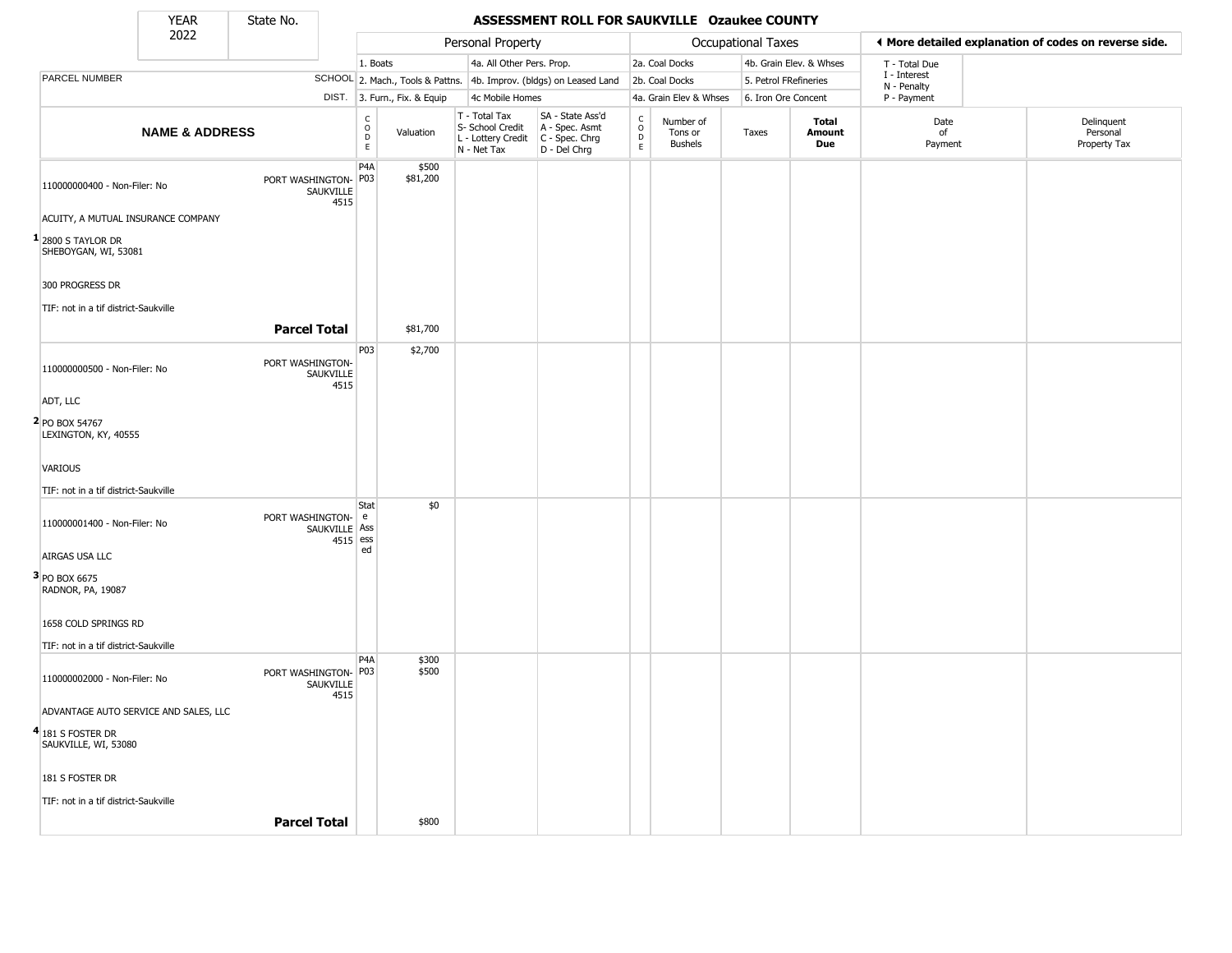| YEAR | State No. |
| --- | --- |
| 2022 | |

# ASSESSMENT ROLL FOR SAUKVILLE Ozaukee COUNTY

| Personal Property | | Occupational Taxes | | ◀ More detailed explanation of codes on reverse side. |
| --- | --- | --- | --- | --- |
| 1. Boats | 4a. All Other Pers. Prop. | 2a. Coal Docks | 4b. Grain Elev. & Whses | T - Total Due |
| 2. Mach., Tools & Pattns. | 4b. Improv. (bldgs) on Leased Land | 2b. Coal Docks | 5. Petrol FRefineries | I - Interest, N - Penalty |
| 3. Furn., Fix. & Equip | 4c Mobile Homes | 4a. Grain Elev & Whses | 6. Iron Ore Concent | P - Payment |

| | PARCEL NUMBER / NAME & ADDRESS | SCHOOL DIST. | CODE | Valuation | T - Total Tax, S- School Credit, L - Lottery Credit, N - Net Tax | SA - State Ass'd, A - Spec. Asmt, C - Spec. Chrg, D - Del Chrg | CODE | Number of Tons or Bushels | Taxes | Total Amount Due | Date of Payment | Delinquent Personal Property Tax |
| --- | --- | --- | --- | --- | --- | --- | --- | --- | --- | --- | --- | --- |
| 1 | 110000000400 - Non-Filer: No<br>ACUITY, A MUTUAL INSURANCE COMPANY<br>2800 S TAYLOR DR<br>SHEBOYGAN, WI, 53081<br>300 PROGRESS DR<br>TIF: not in a tif district-Saukville | PORT WASHINGTON-SAUKVILLE 4515 | P4A<br>P03 | $500<br>$81,200 | | | | | | | | |
| | **Parcel Total** | | | $81,700 | | | | | | | | |
| 2 | 110000000500 - Non-Filer: No<br>ADT, LLC<br>PO BOX 54767<br>LEXINGTON, KY, 40555<br>VARIOUS<br>TIF: not in a tif district-Saukville | PORT WASHINGTON-SAUKVILLE 4515 | P03 | $2,700 | | | | | | | | |
| 3 | 110000001400 - Non-Filer: No<br>AIRGAS USA LLC<br>PO BOX 6675<br>RADNOR, PA, 19087<br>1658 COLD SPRINGS RD<br>TIF: not in a tif district-Saukville | PORT WASHINGTON-SAUKVILLE 4515 | State Assessed | $0 | | | | | | | | |
| 4 | 110000002000 - Non-Filer: No<br>ADVANTAGE AUTO SERVICE AND SALES, LLC<br>181 S FOSTER DR<br>SAUKVILLE, WI, 53080<br>181 S FOSTER DR<br>TIF: not in a tif district-Saukville | PORT WASHINGTON-SAUKVILLE 4515 | P4A<br>P03 | $300<br>$500 | | | | | | | | |
| | **Parcel Total** | | | $800 | | | | | | | | |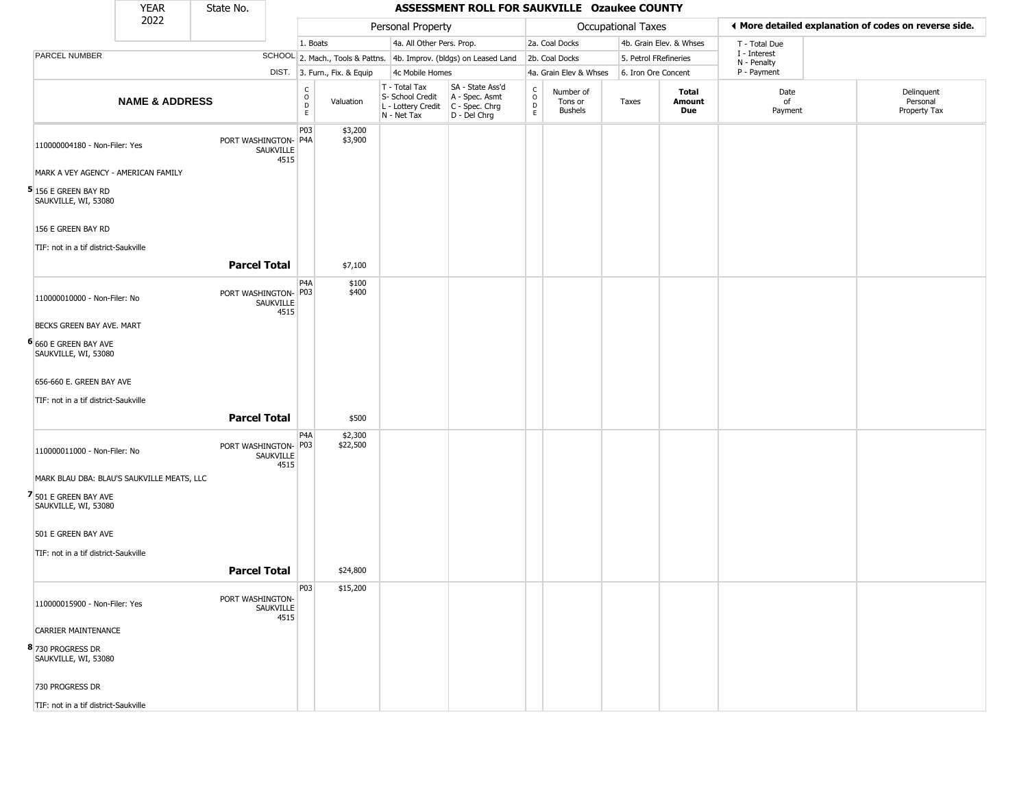| YEAR 2022 | State No. | ASSESSMENT ROLL FOR SAUKVILLE Ozaukee COUNTY | | | | | | | | | | |
|---|---|---|---|---|---|---|---|---|---|---|---|---|

| | | Personal Property | | | | | Occupational Taxes | | | | ◀ More detailed explanation of codes on reverse side. | |
|---|---|---|---|---|---|---|---|---|---|---|---|---|
| | | 1. Boats | | 4a. All Other Pers. Prop. | | | 2a. Coal Docks | | 4b. Grain Elev. & Whses | | T - Total Due | |
| PARCEL NUMBER | SCHOOL | 2. Mach., Tools & Pattns. | | 4b. Improv. (bldgs) on Leased Land | | | 2b. Coal Docks | | 5. Petrol FRefineries | | I - Interest<br>N - Penalty | |
| | DIST. | 3. Furn., Fix. & Equip | | 4c Mobile Homes | | | 4a. Grain Elev & Whses | | 6. Iron Ore Concent | | P - Payment | |
| **NAME & ADDRESS** | | CODE | Valuation | T - Total Tax<br>S- School Credit<br>L - Lottery Credit<br>N - Net Tax | SA - State Ass'd<br>A - Spec. Asmt<br>C - Spec. Chrg<br>D - Del Chrg | CODE | Number of Tons or Bushels | Taxes | **Total Amount Due** | Date of Payment | Delinquent Personal Property Tax |
| 110000004180 - Non-Filer: Yes<br><br>MARK A VEY AGENCY - AMERICAN FAMILY<br><br>5 156 E GREEN BAY RD<br>SAUKVILLE, WI, 53080<br><br>156 E GREEN BAY RD<br><br>TIF: not in a tif district-Saukville | PORT WASHINGTON-SAUKVILLE 4515 | P03<br>P4A | $3,200<br>$3,900 | | | | | | | | |
| | **Parcel Total** | | $7,100 | | | | | | | | |
| 110000010000 - Non-Filer: No<br><br>BECKS GREEN BAY AVE. MART<br><br>6 660 E GREEN BAY AVE<br>SAUKVILLE, WI, 53080<br><br>656-660 E. GREEN BAY AVE<br><br>TIF: not in a tif district-Saukville | PORT WASHINGTON-SAUKVILLE 4515 | P4A<br>P03 | $100<br>$400 | | | | | | | | |
| | **Parcel Total** | | $500 | | | | | | | | |
| 110000011000 - Non-Filer: No<br><br>MARK BLAU DBA: BLAU'S SAUKVILLE MEATS, LLC<br><br>7 501 E GREEN BAY AVE<br>SAUKVILLE, WI, 53080<br><br>501 E GREEN BAY AVE<br><br>TIF: not in a tif district-Saukville | PORT WASHINGTON-SAUKVILLE 4515 | P4A<br>P03 | $2,300<br>$22,500 | | | | | | | | |
| | **Parcel Total** | | $24,800 | | | | | | | | |
| 110000015900 - Non-Filer: Yes<br><br>CARRIER MAINTENANCE<br><br>8 730 PROGRESS DR<br>SAUKVILLE, WI, 53080<br><br>730 PROGRESS DR<br><br>TIF: not in a tif district-Saukville | PORT WASHINGTON-SAUKVILLE 4515 | P03 | $15,200 | | | | | | | | |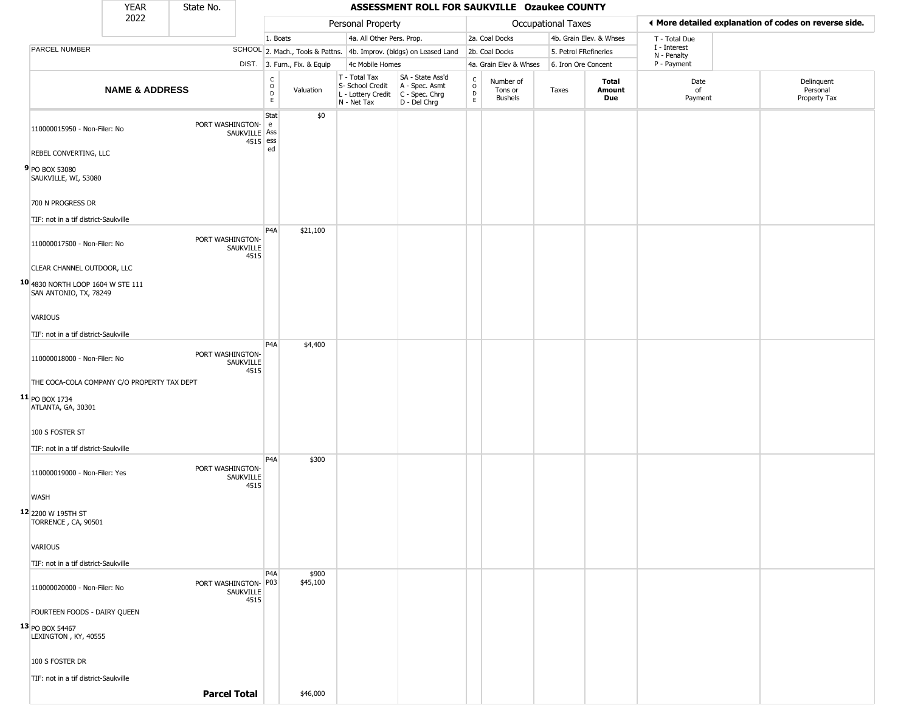| YEAR 2022 | State No. | ASSESSMENT ROLL FOR SAUKVILLE Ozaukee COUNTY | | | | | | | | | | |
|---|---|---|---|---|---|---|---|---|---|---|---|---|

| PARCEL NUMBER | SCHOOL DIST. | Personal Property: 1. Boats; 2. Mach., Tools & Pattns.; 3. Furn., Fix. & Equip; 4a. All Other Pers. Prop.; 4b. Improv. (bldgs) on Leased Land; 4c Mobile Homes | | | | Occupational Taxes: 2a. Coal Docks; 2b. Coal Docks; 4a. Grain Elev & Whses; 4b. Grain Elev. & Whses; 5. Petrol FRefineries; 6. Iron Ore Concent | | | | ◄ More detailed explanation of codes on reverse side. T - Total Due; I - Interest; N - Penalty; P - Payment | |
|---|---|---|---|---|---|---|---|---|---|---|---|
| **NAME & ADDRESS** | | CODE | Valuation | T - Total Tax S- School Credit L - Lottery Credit N - Net Tax | SA - State Ass'd A - Spec. Asmt C - Spec. Chrg D - Del Chrg | CODE | Number of Tons or Bushels | Taxes | **Total Amount Due** | Date of Payment | Delinquent Personal Property Tax |
| **9** 110000015950 - Non-Filer: No<br>REBEL CONVERTING, LLC<br>PO BOX 53080<br>SAUKVILLE, WI, 53080<br>700 N PROGRESS DR<br>TIF: not in a tif district-Saukville | PORT WASHINGTON-SAUKVILLE 4515 | State Assessed | $0 | | | | | | | | |
| **10** 110000017500 - Non-Filer: No<br>CLEAR CHANNEL OUTDOOR, LLC<br>4830 NORTH LOOP 1604 W STE 111<br>SAN ANTONIO, TX, 78249<br>VARIOUS<br>TIF: not in a tif district-Saukville | PORT WASHINGTON-SAUKVILLE 4515 | P4A | $21,100 | | | | | | | | |
| **11** 110000018000 - Non-Filer: No<br>THE COCA-COLA COMPANY C/O PROPERTY TAX DEPT<br>PO BOX 1734<br>ATLANTA, GA, 30301<br>100 S FOSTER ST<br>TIF: not in a tif district-Saukville | PORT WASHINGTON-SAUKVILLE 4515 | P4A | $4,400 | | | | | | | | |
| **12** 110000019000 - Non-Filer: Yes<br>WASH<br>2200 W 195TH ST<br>TORRENCE , CA, 90501<br>VARIOUS<br>TIF: not in a tif district-Saukville | PORT WASHINGTON-SAUKVILLE 4515 | P4A | $300 | | | | | | | | |
| **13** 110000020000 - Non-Filer: No<br>FOURTEEN FOODS - DAIRY QUEEN<br>PO BOX 54467<br>LEXINGTON , KY, 40555<br>100 S FOSTER DR<br>TIF: not in a tif district-Saukville | PORT WASHINGTON-SAUKVILLE 4515 | P4A<br>P03 | $900<br>$45,100 | | | | | | | | |
| | **Parcel Total** | | $46,000 | | | | | | | | |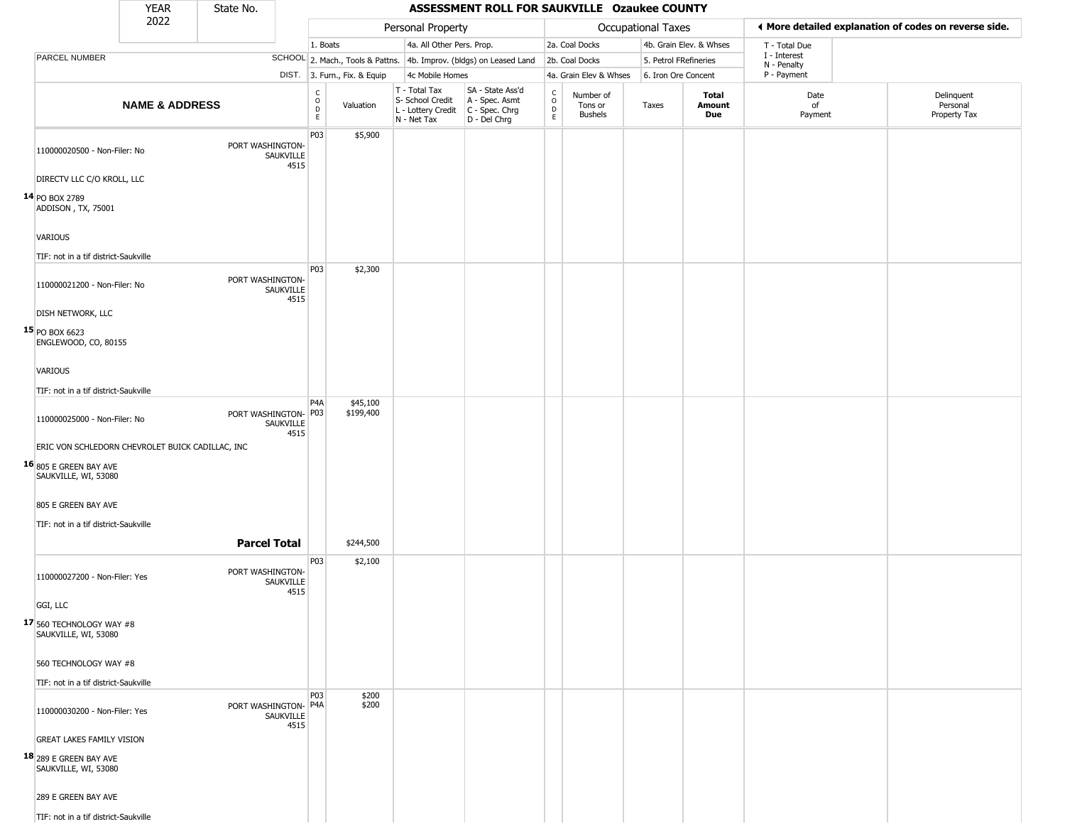# ASSESSMENT ROLL FOR SAUKVILLE Ozaukee COUNTY

| YEAR | State No. |
|---|---|
| 2022 | |

| Personal Property | | Occupational Taxes | | ◄ More detailed explanation of codes on reverse side. |
|---|---|---|---|---|
| 1. Boats | 4a. All Other Pers. Prop. | 2a. Coal Docks | 4b. Grain Elev. & Whses | T - Total Due |
| 2. Mach., Tools & Pattns. | 4b. Improv. (bldgs) on Leased Land | 2b. Coal Docks | 5. Petrol FRefineries | I - Interest<br>N - Penalty |
| 3. Furn., Fix. & Equip | 4c Mobile Homes | 4a. Grain Elev & Whses | 6. Iron Ore Concent | P - Payment |

| | NAME & ADDRESS | SCHOOL DIST. | CODE | Valuation | T - Total Tax<br>S- School Credit<br>L - Lottery Credit<br>N - Net Tax | SA - State Ass'd<br>A - Spec. Asmt<br>C - Spec. Chrg<br>D - Del Chrg | CODE | Number of Tons or Bushels | Taxes | Total Amount Due | Date of Payment | Delinquent Personal Property Tax |
|---|---|---|---|---|---|---|---|---|---|---|---|---|
| 14 | 110000020500 - Non-Filer: No<br>DIRECTV LLC C/O KROLL, LLC<br>PO BOX 2789<br>ADDISON , TX, 75001<br>VARIOUS<br>TIF: not in a tif district-Saukville | PORT WASHINGTON-SAUKVILLE 4515 | P03 | $5,900 | | | | | | | | |
| 15 | 110000021200 - Non-Filer: No<br>DISH NETWORK, LLC<br>PO BOX 6623<br>ENGLEWOOD, CO, 80155<br>VARIOUS<br>TIF: not in a tif district-Saukville | PORT WASHINGTON-SAUKVILLE 4515 | P03 | $2,300 | | | | | | | | |
| 16 | 110000025000 - Non-Filer: No<br>ERIC VON SCHLEDORN CHEVROLET BUICK CADILLAC, INC<br>805 E GREEN BAY AVE<br>SAUKVILLE, WI, 53080<br>805 E GREEN BAY AVE<br>TIF: not in a tif district-Saukville | PORT WASHINGTON-SAUKVILLE 4515 | P4A<br>P03 | $45,100<br>$199,400 | | | | | | | | |
| | | **Parcel Total** | | $244,500 | | | | | | | | |
| 17 | 110000027200 - Non-Filer: Yes<br>GGI, LLC<br>560 TECHNOLOGY WAY #8<br>SAUKVILLE, WI, 53080<br>560 TECHNOLOGY WAY #8<br>TIF: not in a tif district-Saukville | PORT WASHINGTON-SAUKVILLE 4515 | P03 | $2,100 | | | | | | | | |
| 18 | 110000030200 - Non-Filer: Yes<br>GREAT LAKES FAMILY VISION<br>289 E GREEN BAY AVE<br>SAUKVILLE, WI, 53080<br>289 E GREEN BAY AVE<br>TIF: not in a tif district-Saukville | PORT WASHINGTON-SAUKVILLE 4515 | P03<br>P4A | $200<br>$200 | | | | | | | | |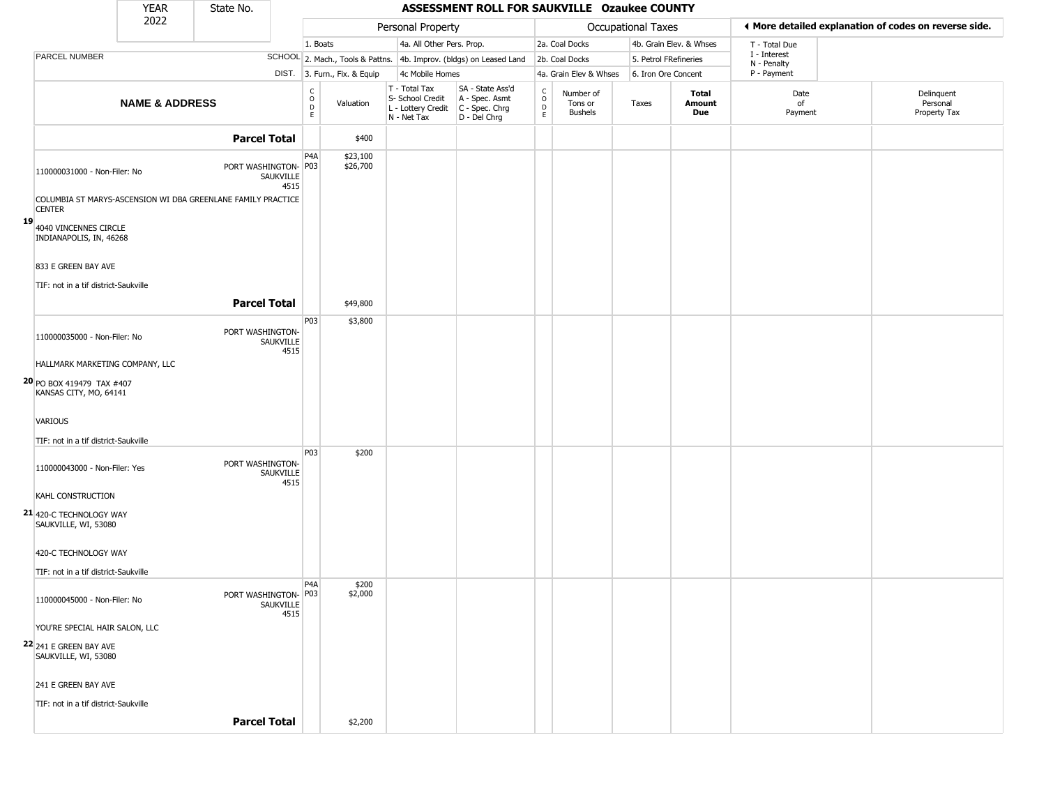| YEAR 2022 | State No. | ASSESSMENT ROLL FOR SAUKVILLE Ozaukee COUNTY |
|---|---|---|

| | | Personal Property | | | | Occupational Taxes | | | | ◀ More detailed explanation of codes on reverse side. | |
|---|---|---|---|---|---|---|---|---|---|---|---|
| PARCEL NUMBER | SCHOOL DIST. | 1. Boats<br>2. Mach., Tools & Pattns.<br>3. Furn., Fix. & Equip | | 4a. All Other Pers. Prop.<br>4b. Improv. (bldgs) on Leased Land<br>4c Mobile Homes | | 2a. Coal Docks<br>2b. Coal Docks<br>4a. Grain Elev & Whses | | 4b. Grain Elev. & Whses<br>5. Petrol FRefineries<br>6. Iron Ore Concent | | T - Total Due<br>I - Interest<br>N - Penalty<br>P - Payment | |

| NAME & ADDRESS | | CODE | Valuation | T - Total Tax<br>S- School Credit<br>L - Lottery Credit<br>N - Net Tax | SA - State Ass'd<br>A - Spec. Asmt<br>C - Spec. Chrg<br>D - Del Chrg | CODE | Number of Tons or Bushels | Taxes | Total Amount Due | Date of Payment | Delinquent Personal Property Tax |
|---|---|---|---|---|---|---|---|---|---|---|---|
| | **Parcel Total** | | $400 | | | | | | | | |
| **19** 110000031000 - Non-Filer: No<br>COLUMBIA ST MARYS-ASCENSION WI DBA GREENLANE FAMILY PRACTICE CENTER<br>4040 VINCENNES CIRCLE<br>INDIANAPOLIS, IN, 46268<br>833 E GREEN BAY AVE<br>TIF: not in a tif district-Saukville | PORT WASHINGTON-SAUKVILLE 4515 | P4A<br>P03 | $23,100<br>$26,700 | | | | | | | | |
| | **Parcel Total** | | $49,800 | | | | | | | | |
| **20** 110000035000 - Non-Filer: No<br>HALLMARK MARKETING COMPANY, LLC<br>PO BOX 419479 TAX #407<br>KANSAS CITY, MO, 64141<br>VARIOUS<br>TIF: not in a tif district-Saukville | PORT WASHINGTON-SAUKVILLE 4515 | P03 | $3,800 | | | | | | | | |
| **21** 110000043000 - Non-Filer: Yes<br>KAHL CONSTRUCTION<br>420-C TECHNOLOGY WAY<br>SAUKVILLE, WI, 53080<br>420-C TECHNOLOGY WAY<br>TIF: not in a tif district-Saukville | PORT WASHINGTON-SAUKVILLE 4515 | P03 | $200 | | | | | | | | |
| **22** 110000045000 - Non-Filer: No<br>YOU'RE SPECIAL HAIR SALON, LLC<br>241 E GREEN BAY AVE<br>SAUKVILLE, WI, 53080<br>241 E GREEN BAY AVE<br>TIF: not in a tif district-Saukville | PORT WASHINGTON-SAUKVILLE 4515 | P4A<br>P03 | $200<br>$2,000 | | | | | | | | |
| | **Parcel Total** | | $2,200 | | | | | | | | |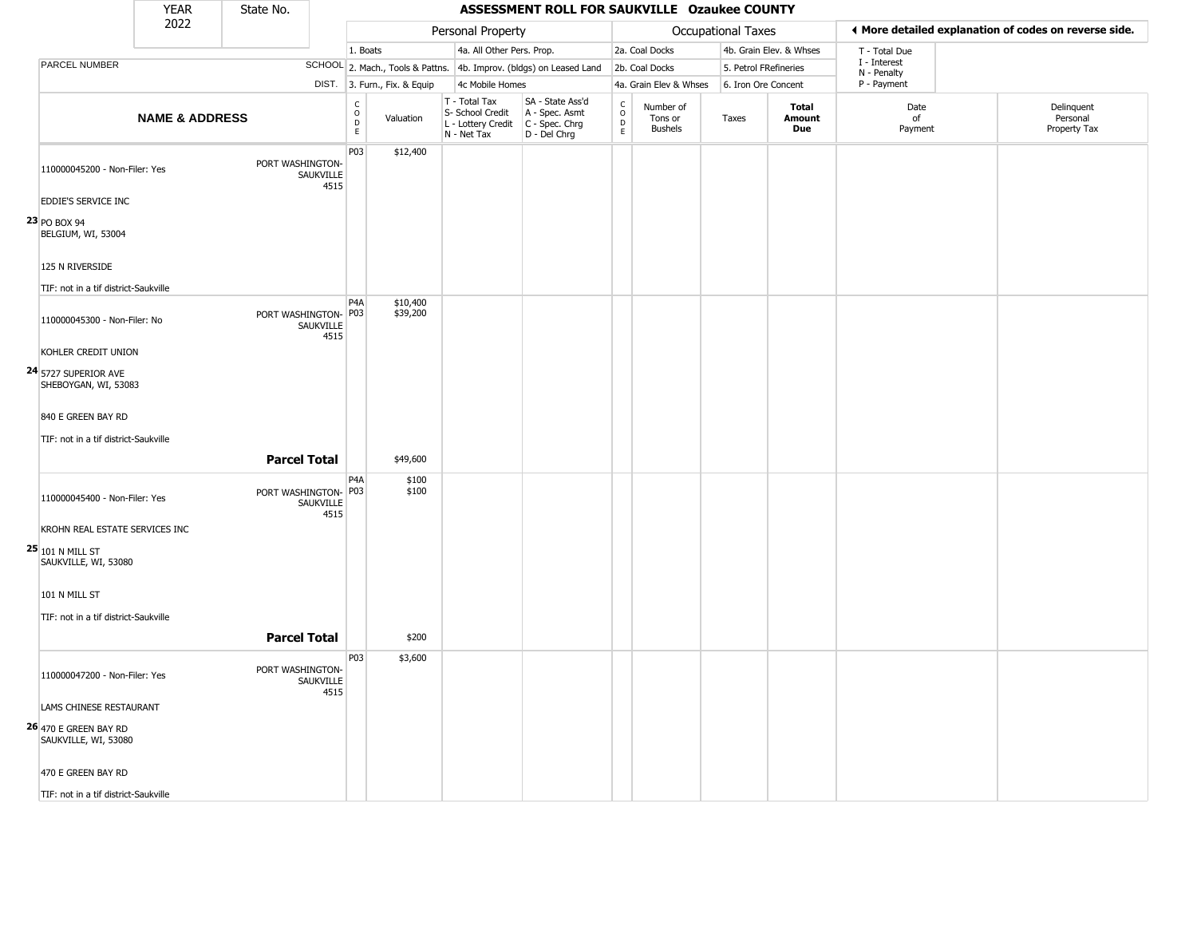# ASSESSMENT ROLL FOR SAUKVILLE Ozaukee COUNTY

YEAR 2022 | State No.

| | | Personal Property | | | | Occupational Taxes | | | | ◀ More detailed explanation of codes on reverse side. | |
|---|---|---|---|---|---|---|---|---|---|---|---|
| PARCEL NUMBER | SCHOOL DIST. | 1. Boats<br>2. Mach., Tools & Pattns.<br>3. Furn., Fix. & Equip | | 4a. All Other Pers. Prop.<br>4b. Improv. (bldgs) on Leased Land<br>4c Mobile Homes | | 2a. Coal Docks<br>2b. Coal Docks<br>4a. Grain Elev & Whses | | 4b. Grain Elev. & Whses<br>5. Petrol FRefineries<br>6. Iron Ore Concent | | T - Total Due<br>I - Interest<br>N - Penalty<br>P - Payment | |
| NAME & ADDRESS | | CODE | Valuation | T - Total Tax<br>S- School Credit<br>L - Lottery Credit<br>N - Net Tax | SA - State Ass'd<br>A - Spec. Asmt<br>C - Spec. Chrg<br>D - Del Chrg | CODE | Number of Tons or Bushels | Taxes | Total Amount Due | Date of Payment | Delinquent Personal Property Tax |
| 23 110000045200 - Non-Filer: Yes<br>EDDIE'S SERVICE INC<br>PO BOX 94<br>BELGIUM, WI, 53004<br>125 N RIVERSIDE<br>TIF: not in a tif district-Saukville | PORT WASHINGTON-SAUKVILLE 4515 | P03 | $12,400 | | | | | | | | |
| 24 110000045300 - Non-Filer: No<br>KOHLER CREDIT UNION<br>5727 SUPERIOR AVE<br>SHEBOYGAN, WI, 53083<br>840 E GREEN BAY RD<br>TIF: not in a tif district-Saukville | PORT WASHINGTON-SAUKVILLE 4515 | P4A<br>P03 | $10,400<br>$39,200 | | | | | | | | |
| | **Parcel Total** | | $49,600 | | | | | | | | |
| 25 110000045400 - Non-Filer: Yes<br>KROHN REAL ESTATE SERVICES INC<br>101 N MILL ST<br>SAUKVILLE, WI, 53080<br>101 N MILL ST<br>TIF: not in a tif district-Saukville | PORT WASHINGTON-SAUKVILLE 4515 | P4A<br>P03 | $100<br>$100 | | | | | | | | |
| | **Parcel Total** | | $200 | | | | | | | | |
| 26 110000047200 - Non-Filer: Yes<br>LAMS CHINESE RESTAURANT<br>470 E GREEN BAY RD<br>SAUKVILLE, WI, 53080<br>470 E GREEN BAY RD<br>TIF: not in a tif district-Saukville | PORT WASHINGTON-SAUKVILLE 4515 | P03 | $3,600 | | | | | | | | |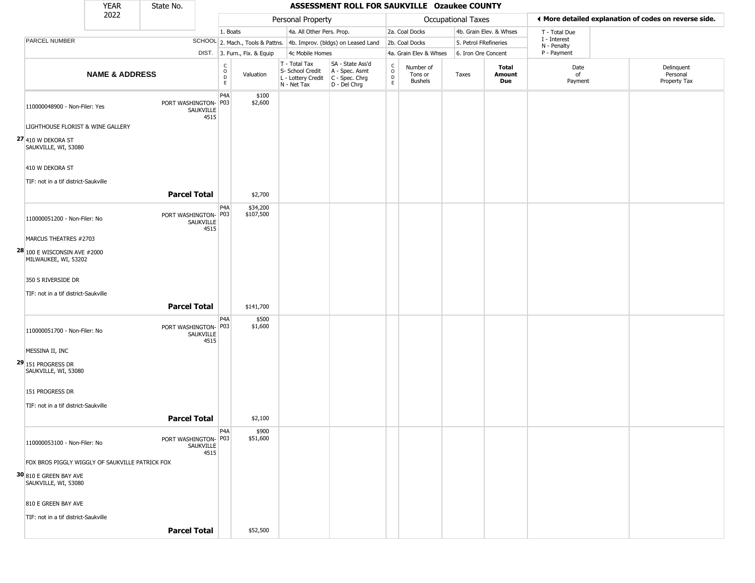| YEAR | State No. |
|---|---|
| 2022 | |

# ASSESSMENT ROLL FOR SAUKVILLE Ozaukee COUNTY

| | | Personal Property | | | | | Occupational Taxes | | | | ◄ More detailed explanation of codes on reverse side. | |
|---|---|---|---|---|---|---|---|---|---|---|---|---|
| PARCEL NUMBER | SCHOOL DIST. | 1. Boats<br>2. Mach., Tools & Pattns.<br>3. Furn., Fix. & Equip | | 4a. All Other Pers. Prop.<br>4b. Improv. (bldgs) on Leased Land<br>4c Mobile Homes | | | 2a. Coal Docks<br>2b. Coal Docks<br>4a. Grain Elev & Whses | | 4b. Grain Elev. & Whses<br>5. Petrol FRefineries<br>6. Iron Ore Concent | | T - Total Due<br>I - Interest<br>N - Penalty<br>P - Payment | |
| **NAME & ADDRESS** | | CODE | Valuation | T - Total Tax<br>S- School Credit<br>L - Lottery Credit<br>N - Net Tax | SA - State Ass'd<br>A - Spec. Asmt<br>C - Spec. Chrg<br>D - Del Chrg | CODE | Number of Tons or Bushels | Taxes | **Total Amount Due** | Date of Payment | Delinquent Personal Property Tax |
| 110000048900 - Non-Filer: Yes<br><br>LIGHTHOUSE FLORIST & WINE GALLERY<br><br>**27** 410 W DEKORA ST<br>SAUKVILLE, WI, 53080<br><br>410 W DEKORA ST<br><br>TIF: not in a tif district-Saukville | PORT WASHINGTON-SAUKVILLE 4515 | P4A<br>P03 | $100<br>$2,600 | | | | | | | | |
| | **Parcel Total** | | $2,700 | | | | | | | | |
| 110000051200 - Non-Filer: No<br><br>MARCUS THEATRES #2703<br><br>**28** 100 E WISCONSIN AVE #2000<br>MILWAUKEE, WI, 53202<br><br>350 S RIVERSIDE DR<br><br>TIF: not in a tif district-Saukville | PORT WASHINGTON-SAUKVILLE 4515 | P4A<br>P03 | $34,200<br>$107,500 | | | | | | | | |
| | **Parcel Total** | | $141,700 | | | | | | | | |
| 110000051700 - Non-Filer: No<br><br>MESSINA II, INC<br><br>**29** 151 PROGRESS DR<br>SAUKVILLE, WI, 53080<br><br>151 PROGRESS DR<br><br>TIF: not in a tif district-Saukville | PORT WASHINGTON-SAUKVILLE 4515 | P4A<br>P03 | $500<br>$1,600 | | | | | | | | |
| | **Parcel Total** | | $2,100 | | | | | | | | |
| 110000053100 - Non-Filer: No<br><br>FOX BROS PIGGLY WIGGLY OF SAUKVILLE PATRICK FOX<br><br>**30** 810 E GREEN BAY AVE<br>SAUKVILLE, WI, 53080<br><br>810 E GREEN BAY AVE<br><br>TIF: not in a tif district-Saukville | PORT WASHINGTON-SAUKVILLE 4515 | P4A<br>P03 | $900<br>$51,600 | | | | | | | | |
| | **Parcel Total** | | $52,500 | | | | | | | | |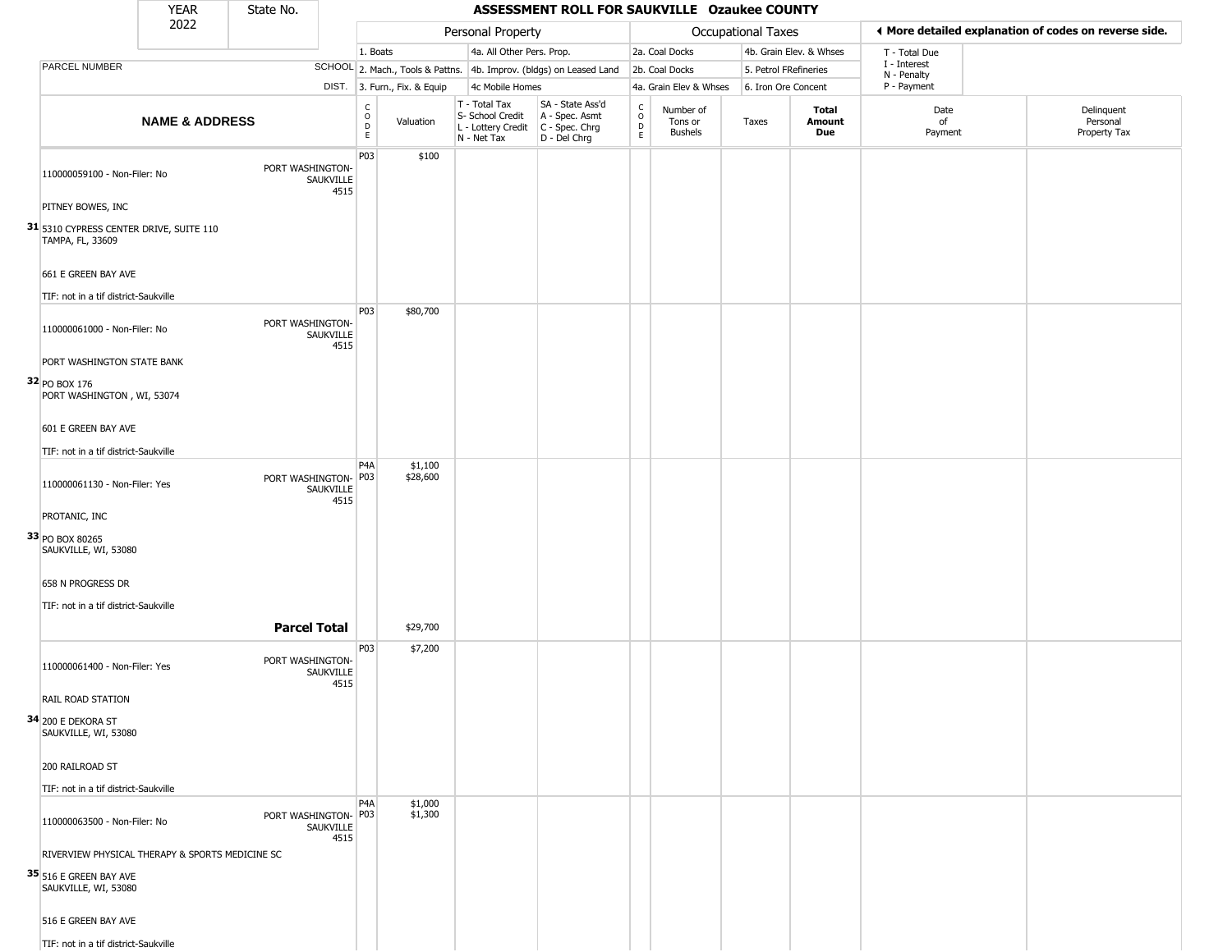| YEAR 2022 | State No. | ASSESSMENT ROLL FOR SAUKVILLE Ozaukee COUNTY | | | | | | | | | | |
|---|---|---|---|---|---|---|---|---|---|---|---|---|

| | | Personal Property | | | | Occupational Taxes | | | | ◂ More detailed explanation of codes on reverse side. | |
|---|---|---|---|---|---|---|---|---|---|---|---|
| | | 1. Boats | | 4a. All Other Pers. Prop. | | 2a. Coal Docks | | 4b. Grain Elev. & Whses | | T - Total Due | |
| PARCEL NUMBER | SCHOOL | 2. Mach., Tools & Pattns. | | 4b. Improv. (bldgs) on Leased Land | | 2b. Coal Docks | | 5. Petrol FRefineries | | I - Interest N - Penalty | |
| | DIST. | 3. Furn., Fix. & Equip | | 4c Mobile Homes | | 4a. Grain Elev & Whses | | 6. Iron Ore Concent | | P - Payment | |

| | NAME & ADDRESS | SCHOOL DIST. | CODE | Valuation | T - Total Tax S- School Credit L - Lottery Credit N - Net Tax | SA - State Ass'd A - Spec. Asmt C - Spec. Chrg D - Del Chrg | CODE | Number of Tons or Bushels | Taxes | Total Amount Due | Date of Payment | Delinquent Personal Property Tax |
|---|---|---|---|---|---|---|---|---|---|---|---|---|
| 31 | 110000059100 - Non-Filer: No<br>PITNEY BOWES, INC<br>5310 CYPRESS CENTER DRIVE, SUITE 110<br>TAMPA, FL, 33609<br>661 E GREEN BAY AVE<br>TIF: not in a tif district-Saukville | PORT WASHINGTON-SAUKVILLE 4515 | P03 | $100 | | | | | | | | |
| 32 | 110000061000 - Non-Filer: No<br>PORT WASHINGTON STATE BANK<br>PO BOX 176<br>PORT WASHINGTON , WI, 53074<br>601 E GREEN BAY AVE<br>TIF: not in a tif district-Saukville | PORT WASHINGTON-SAUKVILLE 4515 | P03 | $80,700 | | | | | | | | |
| 33 | 110000061130 - Non-Filer: Yes<br>PROTANIC, INC<br>PO BOX 80265<br>SAUKVILLE, WI, 53080<br>658 N PROGRESS DR<br>TIF: not in a tif district-Saukville | PORT WASHINGTON-SAUKVILLE 4515 | P4A<br>P03 | $1,100<br>$28,600 | | | | | | | | |
| | **Parcel Total** | | | $29,700 | | | | | | | | |
| 34 | 110000061400 - Non-Filer: Yes<br>RAIL ROAD STATION<br>200 E DEKORA ST<br>SAUKVILLE, WI, 53080<br>200 RAILROAD ST<br>TIF: not in a tif district-Saukville | PORT WASHINGTON-SAUKVILLE 4515 | P03 | $7,200 | | | | | | | | |
| 35 | 110000063500 - Non-Filer: No<br>RIVERVIEW PHYSICAL THERAPY & SPORTS MEDICINE SC<br>516 E GREEN BAY AVE<br>SAUKVILLE, WI, 53080<br>516 E GREEN BAY AVE<br>TIF: not in a tif district-Saukville | PORT WASHINGTON-SAUKVILLE 4515 | P4A<br>P03 | $1,000<br>$1,300 | | | | | | | | |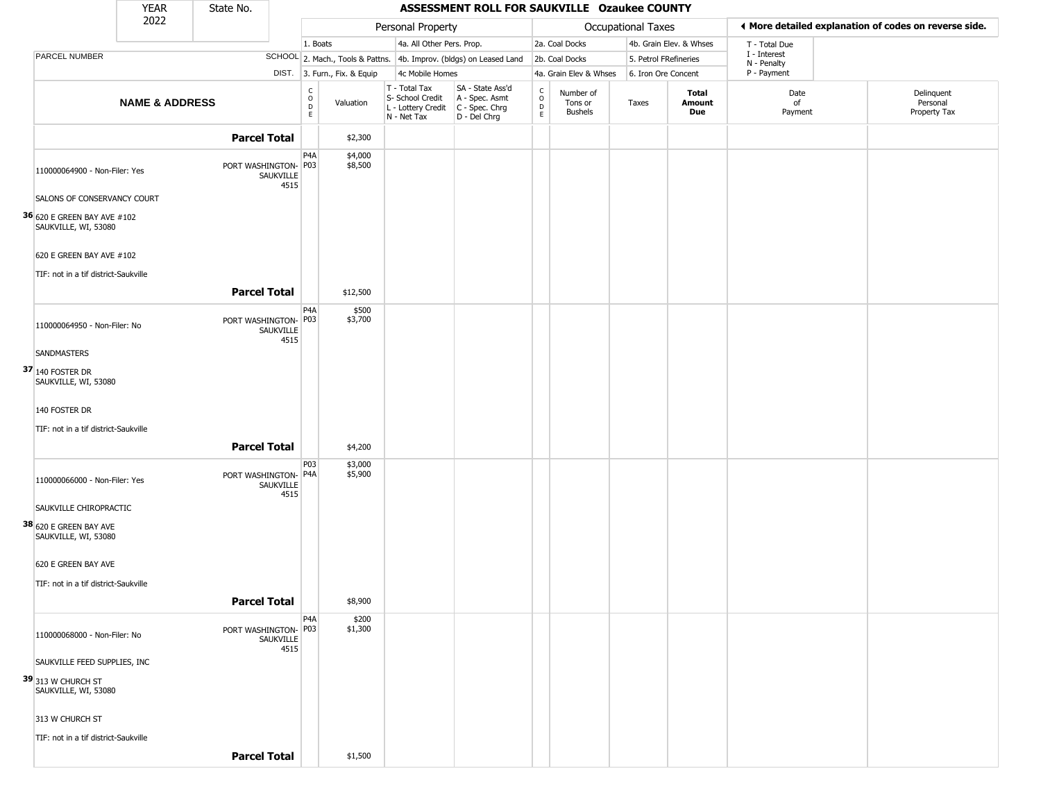| YEAR 2022 | State No. | ASSESSMENT ROLL FOR SAUKVILLE Ozaukee COUNTY |
|---|---|---|

**Personal Property:** 1. Boats; 2. Mach., Tools & Pattns.; 3. Furn., Fix. & Equip; 4a. All Other Pers. Prop.; 4b. Improv. (bldgs) on Leased Land; 4c Mobile Homes

**Occupational Taxes:** 2a. Coal Docks; 2b. Coal Docks; 4a. Grain Elev & Whses; 4b. Grain Elev. & Whses; 5. Petrol FRefineries; 6. Iron Ore Concent

◀ More detailed explanation of codes on reverse side.

T - Total Due; I - Interest; N - Penalty; P - Payment

| NAME & ADDRESS | PARCEL NUMBER / SCHOOL DIST. | CODE | Valuation | T - Total Tax / S- School Credit / L - Lottery Credit / N - Net Tax | SA - State Ass'd / A - Spec. Asmt / C - Spec. Chrg / D - Del Chrg | CODE | Number of Tons or Bushels | Taxes | Total Amount Due | Date of Payment | Delinquent Personal Property Tax |
|---|---|---|---|---|---|---|---|---|---|---|---|
| | **Parcel Total** | | $2,300 | | | | | | | | |
| 36 110000064900 - Non-Filer: Yes<br>SALONS OF CONSERVANCY COURT<br>620 E GREEN BAY AVE #102<br>SAUKVILLE, WI, 53080<br>620 E GREEN BAY AVE #102<br>TIF: not in a tif district-Saukville | PORT WASHINGTON-SAUKVILLE 4515 | P4A<br>P03 | $4,000<br>$8,500 | | | | | | | | |
| | **Parcel Total** | | $12,500 | | | | | | | | |
| 37 110000064950 - Non-Filer: No<br>SANDMASTERS<br>140 FOSTER DR<br>SAUKVILLE, WI, 53080<br>140 FOSTER DR<br>TIF: not in a tif district-Saukville | PORT WASHINGTON-SAUKVILLE 4515 | P4A<br>P03 | $500<br>$3,700 | | | | | | | | |
| | **Parcel Total** | | $4,200 | | | | | | | | |
| 38 110000066000 - Non-Filer: Yes<br>SAUKVILLE CHIROPRACTIC<br>620 E GREEN BAY AVE<br>SAUKVILLE, WI, 53080<br>620 E GREEN BAY AVE<br>TIF: not in a tif district-Saukville | PORT WASHINGTON-SAUKVILLE 4515 | P03<br>P4A | $3,000<br>$5,900 | | | | | | | | |
| | **Parcel Total** | | $8,900 | | | | | | | | |
| 39 110000068000 - Non-Filer: No<br>SAUKVILLE FEED SUPPLIES, INC<br>313 W CHURCH ST<br>SAUKVILLE, WI, 53080<br>313 W CHURCH ST<br>TIF: not in a tif district-Saukville | PORT WASHINGTON-SAUKVILLE 4515 | P4A<br>P03 | $200<br>$1,300 | | | | | | | | |
| | **Parcel Total** | | $1,500 | | | | | | | | |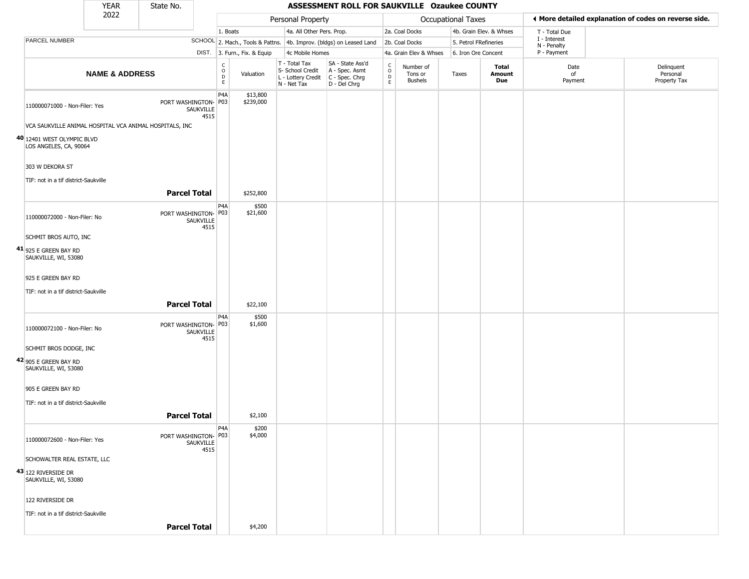# ASSESSMENT ROLL FOR SAUKVILLE Ozaukee COUNTY

YEAR 2022 | State No.

| PARCEL NUMBER / NAME & ADDRESS | SCHOOL DIST. | CODE | Valuation | T - Total Tax / S- School Credit / L - Lottery Credit / N - Net Tax | SA - State Ass'd / A - Spec. Asmt / C - Spec. Chrg / D - Del Chrg | CODE | Number of Tons or Bushels | Taxes | Total Amount Due | Date of Payment | Delinquent Personal Property Tax |
|---|---|---|---|---|---|---|---|---|---|---|---|
| 40 110000071000 - Non-Filer: Yes<br>VCA SAUKVILLE ANIMAL HOSPITAL VCA ANIMAL HOSPITALS, INC<br>12401 WEST OLYMPIC BLVD<br>LOS ANGELES, CA, 90064<br>303 W DEKORA ST<br>TIF: not in a tif district-Saukville | PORT WASHINGTON-SAUKVILLE 4515 | P4A<br>P03 | $13,800<br>$239,000 | | | | | | | | |
| **Parcel Total** | | | $252,800 | | | | | | | | |
| 41 110000072000 - Non-Filer: No<br>SCHMIT BROS AUTO, INC<br>925 E GREEN BAY RD<br>SAUKVILLE, WI, 53080<br>925 E GREEN BAY RD<br>TIF: not in a tif district-Saukville | PORT WASHINGTON-SAUKVILLE 4515 | P4A<br>P03 | $500<br>$21,600 | | | | | | | | |
| **Parcel Total** | | | $22,100 | | | | | | | | |
| 42 110000072100 - Non-Filer: No<br>SCHMIT BROS DODGE, INC<br>905 E GREEN BAY RD<br>SAUKVILLE, WI, 53080<br>905 E GREEN BAY RD<br>TIF: not in a tif district-Saukville | PORT WASHINGTON-SAUKVILLE 4515 | P4A<br>P03 | $500<br>$1,600 | | | | | | | | |
| **Parcel Total** | | | $2,100 | | | | | | | | |
| 43 110000072600 - Non-Filer: Yes<br>SCHOWALTER REAL ESTATE, LLC<br>122 RIVERSIDE DR<br>SAUKVILLE, WI, 53080<br>122 RIVERSIDE DR<br>TIF: not in a tif district-Saukville | PORT WASHINGTON-SAUKVILLE 4515 | P4A<br>P03 | $200<br>$4,000 | | | | | | | | |
| **Parcel Total** | | | $4,200 | | | | | | | | |

Personal Property codes: 1. Boats; 2. Mach., Tools & Pattns.; 3. Furn., Fix. & Equip; 4a. All Other Pers. Prop.; 4b. Improv. (bldgs) on Leased Land; 4c Mobile Homes

Occupational Taxes codes: 2a. Coal Docks; 2b. Coal Docks; 4a. Grain Elev & Whses; 4b. Grain Elev. & Whses; 5. Petrol FRefineries; 6. Iron Ore Concent

T - Total Due; I - Interest; N - Penalty; P - Payment

◄ More detailed explanation of codes on reverse side.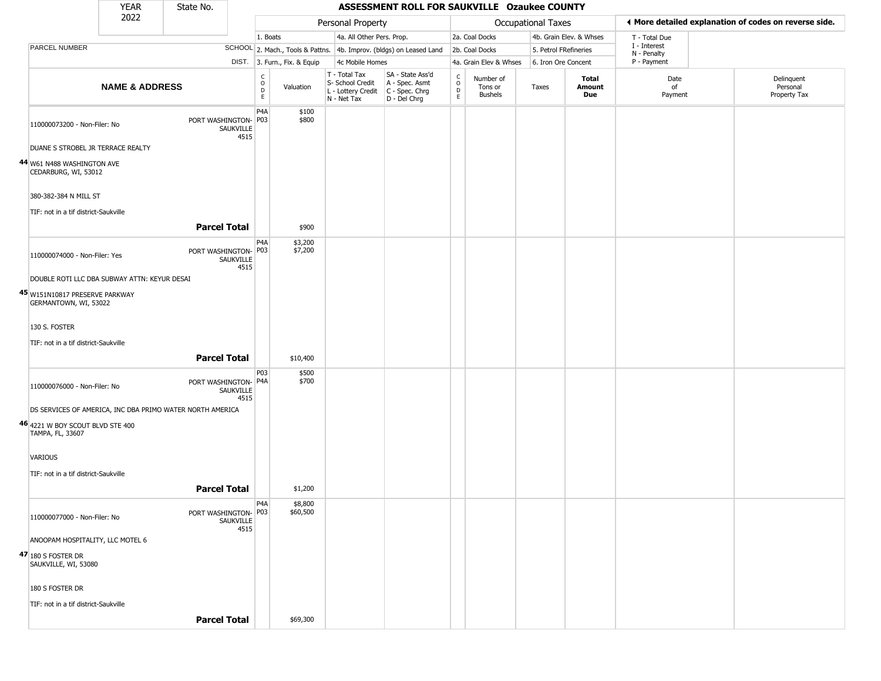| YEAR | State No. | ASSESSMENT ROLL FOR SAUKVILLE Ozaukee COUNTY |
|---|---|---|
| 2022 | | |

| | | Personal Property | | | | Occupational Taxes | | | | ◄ More detailed explanation of codes on reverse side. | |
|---|---|---|---|---|---|---|---|---|---|---|---|
| PARCEL NUMBER | SCHOOL DIST. | 1. Boats 2. Mach., Tools & Pattns. 3. Furn., Fix. & Equip | | 4a. All Other Pers. Prop. 4b. Improv. (bldgs) on Leased Land 4c Mobile Homes | | 2a. Coal Docks 2b. Coal Docks 4a. Grain Elev & Whses | | 4b. Grain Elev. & Whses 5. Petrol FRefineries 6. Iron Ore Concent | | T - Total Due I - Interest N - Penalty P - Payment | |
| **NAME & ADDRESS** | | CODE | Valuation | T - Total Tax S- School Credit L - Lottery Credit N - Net Tax | SA - State Ass'd A - Spec. Asmt C - Spec. Chrg D - Del Chrg | CODE | Number of Tons or Bushels | Taxes | **Total Amount Due** | Date of Payment | Delinquent Personal Property Tax |
| 110000073200 - Non-Filer: No<br>DUANE S STROBEL JR TERRACE REALTY<br>**44** W61 N488 WASHINGTON AVE<br>CEDARBURG, WI, 53012<br>380-382-384 N MILL ST<br>TIF: not in a tif district-Saukville | PORT WASHINGTON-SAUKVILLE 4515 | P4A<br>P03 | $100<br>$800 | | | | | | | | |
| **Parcel Total** | | | $900 | | | | | | | | |
| 110000074000 - Non-Filer: Yes<br>DOUBLE ROTI LLC DBA SUBWAY ATTN: KEYUR DESAI<br>**45** W151N10817 PRESERVE PARKWAY<br>GERMANTOWN, WI, 53022<br>130 S. FOSTER<br>TIF: not in a tif district-Saukville | PORT WASHINGTON-SAUKVILLE 4515 | P4A<br>P03 | $3,200<br>$7,200 | | | | | | | | |
| **Parcel Total** | | | $10,400 | | | | | | | | |
| 110000076000 - Non-Filer: No<br>DS SERVICES OF AMERICA, INC DBA PRIMO WATER NORTH AMERICA<br>**46** 4221 W BOY SCOUT BLVD STE 400<br>TAMPA, FL, 33607<br>VARIOUS<br>TIF: not in a tif district-Saukville | PORT WASHINGTON-SAUKVILLE 4515 | P03<br>P4A | $500<br>$700 | | | | | | | | |
| **Parcel Total** | | | $1,200 | | | | | | | | |
| 110000077000 - Non-Filer: No<br>ANOOPAM HOSPITALITY, LLC MOTEL 6<br>**47** 180 S FOSTER DR<br>SAUKVILLE, WI, 53080<br>180 S FOSTER DR<br>TIF: not in a tif district-Saukville | PORT WASHINGTON-SAUKVILLE 4515 | P4A<br>P03 | $8,800<br>$60,500 | | | | | | | | |
| **Parcel Total** | | | $69,300 | | | | | | | | |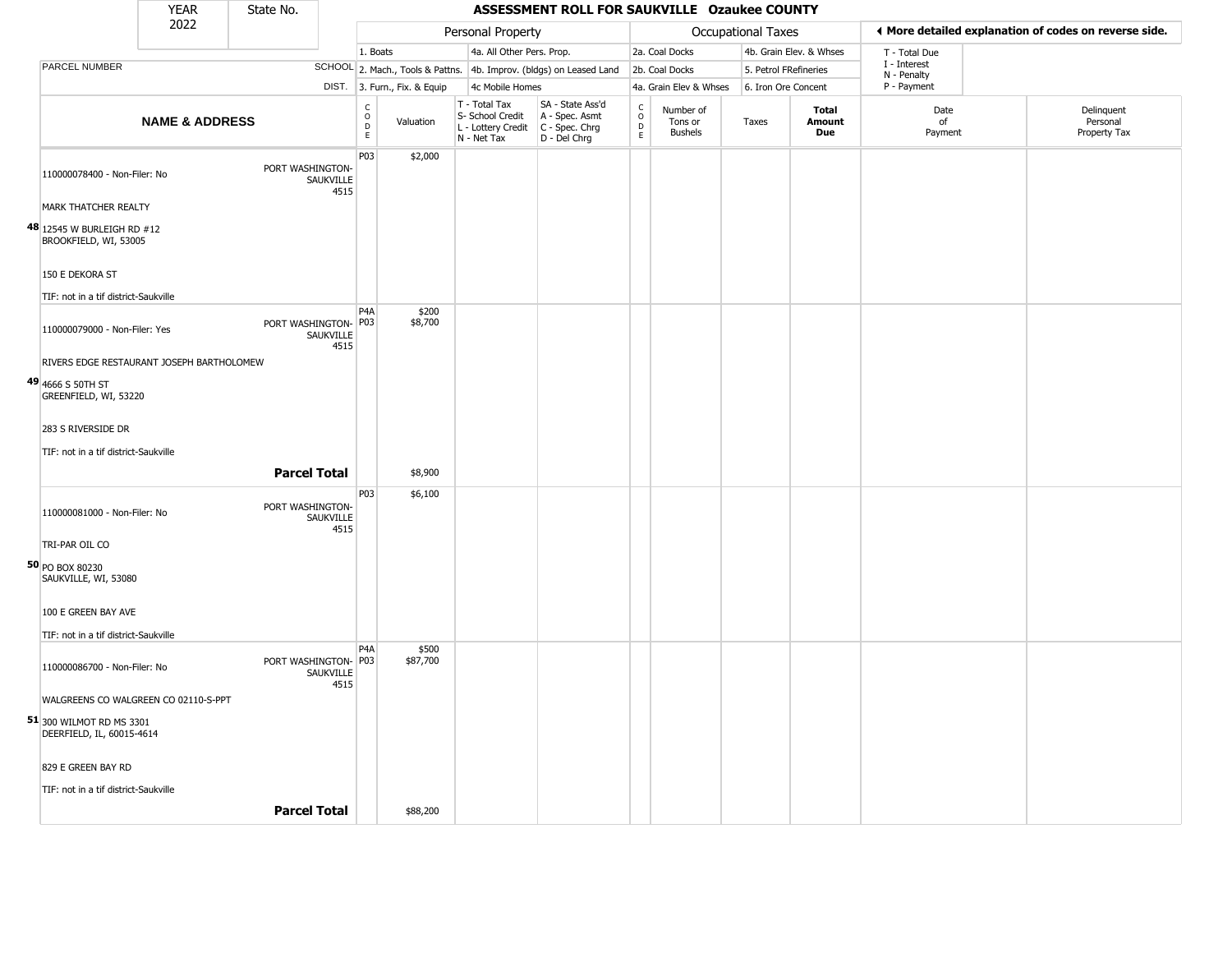| YEAR 2022 | State No. | ASSESSMENT ROLL FOR SAUKVILLE Ozaukee COUNTY | | | | | | | | | |
|---|---|---|---|---|---|---|---|---|---|---|---|

| | | Personal Property | | | | Occupational Taxes | | | | ◀ More detailed explanation of codes on reverse side. | |
|---|---|---|---|---|---|---|---|---|---|---|---|
| PARCEL NUMBER | SCHOOL DIST. | 1. Boats<br>2. Mach., Tools & Pattns.<br>3. Furn., Fix. & Equip | | 4a. All Other Pers. Prop.<br>4b. Improv. (bldgs) on Leased Land<br>4c Mobile Homes | | 2a. Coal Docks<br>2b. Coal Docks<br>4a. Grain Elev & Whses | | 4b. Grain Elev. & Whses<br>5. Petrol FRefineries<br>6. Iron Ore Concent | | T - Total Due<br>I - Interest<br>N - Penalty<br>P - Payment | |
| **NAME & ADDRESS** | | CODE | Valuation | T - Total Tax<br>S- School Credit<br>L - Lottery Credit<br>N - Net Tax | SA - State Ass'd<br>A - Spec. Asmt<br>C - Spec. Chrg<br>D - Del Chrg | CODE | Number of Tons or Bushels | Taxes | **Total Amount Due** | Date of Payment | Delinquent Personal Property Tax |
| 110000078400 - Non-Filer: No<br>MARK THATCHER REALTY<br>**48** 12545 W BURLEIGH RD #12<br>BROOKFIELD, WI, 53005<br>150 E DEKORA ST<br>TIF: not in a tif district-Saukville | PORT WASHINGTON-SAUKVILLE 4515 | P03 | $2,000 | | | | | | | | |
| 110000079000 - Non-Filer: Yes<br>RIVERS EDGE RESTAURANT JOSEPH BARTHOLOMEW<br>**49** 4666 S 50TH ST<br>GREENFIELD, WI, 53220<br>283 S RIVERSIDE DR<br>TIF: not in a tif district-Saukville | PORT WASHINGTON-SAUKVILLE 4515 | P4A<br>P03 | $200<br>$8,700 | | | | | | | | |
| | **Parcel Total** | | $8,900 | | | | | | | | |
| 110000081000 - Non-Filer: No<br>TRI-PAR OIL CO<br>**50** PO BOX 80230<br>SAUKVILLE, WI, 53080<br>100 E GREEN BAY AVE<br>TIF: not in a tif district-Saukville | PORT WASHINGTON-SAUKVILLE 4515 | P03 | $6,100 | | | | | | | | |
| 110000086700 - Non-Filer: No<br>WALGREENS CO WALGREEN CO 02110-S-PPT<br>**51** 300 WILMOT RD MS 3301<br>DEERFIELD, IL, 60015-4614<br>829 E GREEN BAY RD<br>TIF: not in a tif district-Saukville | PORT WASHINGTON-SAUKVILLE 4515 | P4A<br>P03 | $500<br>$87,700 | | | | | | | | |
| | **Parcel Total** | | $88,200 | | | | | | | | |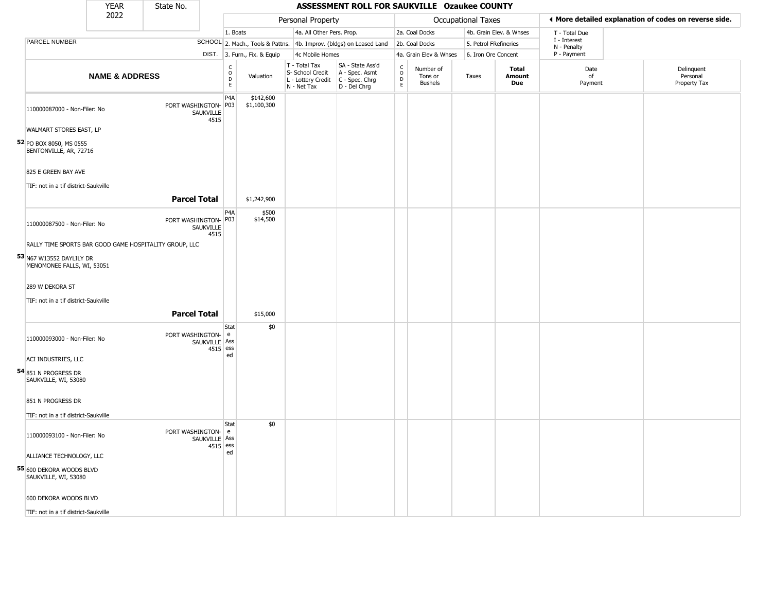| YEAR | State No. |
| --- | --- |
| 2022 | |

# ASSESSMENT ROLL FOR SAUKVILLE Ozaukee COUNTY

| | | Personal Property | | | | Occupational Taxes | | | | ◄ More detailed explanation of codes on reverse side. | |
| --- | --- | --- | --- | --- | --- | --- | --- | --- | --- | --- | --- |
| PARCEL NUMBER | SCHOOL DIST. | 1. Boats<br>2. Mach., Tools & Pattns.<br>3. Furn., Fix. & Equip | | 4a. All Other Pers. Prop.<br>4b. Improv. (bldgs) on Leased Land<br>4c Mobile Homes | | 2a. Coal Docks<br>2b. Coal Docks<br>4a. Grain Elev & Whses | | 4b. Grain Elev. & Whses<br>5. Petrol FRefineries<br>6. Iron Ore Concent | | T - Total Due<br>I - Interest<br>N - Penalty<br>P - Payment | |
| **NAME & ADDRESS** | | CODE | Valuation | T - Total Tax<br>S- School Credit<br>L - Lottery Credit<br>N - Net Tax | SA - State Ass'd<br>A - Spec. Asmt<br>C - Spec. Chrg<br>D - Del Chrg | CODE | Number of Tons or Bushels | Taxes | **Total Amount Due** | Date of Payment | Delinquent Personal Property Tax |
| **52** 110000087000 - Non-Filer: No<br>WALMART STORES EAST, LP<br>PO BOX 8050, MS 0555<br>BENTONVILLE, AR, 72716<br>825 E GREEN BAY AVE<br>TIF: not in a tif district-Saukville | PORT WASHINGTON-SAUKVILLE 4515 | P4A<br>P03 | $142,600<br>$1,100,300 | | | | | | | | |
| | **Parcel Total** | | $1,242,900 | | | | | | | | |
| **53** 110000087500 - Non-Filer: No<br>RALLY TIME SPORTS BAR GOOD GAME HOSPITALITY GROUP, LLC<br>N67 W13552 DAYLILY DR<br>MENOMONEE FALLS, WI, 53051<br>289 W DEKORA ST<br>TIF: not in a tif district-Saukville | PORT WASHINGTON-SAUKVILLE 4515 | P4A<br>P03 | $500<br>$14,500 | | | | | | | | |
| | **Parcel Total** | | $15,000 | | | | | | | | |
| **54** 110000093000 - Non-Filer: No<br>ACI INDUSTRIES, LLC<br>851 N PROGRESS DR<br>SAUKVILLE, WI, 53080<br>851 N PROGRESS DR<br>TIF: not in a tif district-Saukville | PORT WASHINGTON-SAUKVILLE 4515 | State Assessed | $0 | | | | | | | | |
| **55** 110000093100 - Non-Filer: No<br>ALLIANCE TECHNOLOGY, LLC<br>600 DEKORA WOODS BLVD<br>SAUKVILLE, WI, 53080<br>600 DEKORA WOODS BLVD<br>TIF: not in a tif district-Saukville | PORT WASHINGTON-SAUKVILLE 4515 | State Assessed | $0 | | | | | | | | |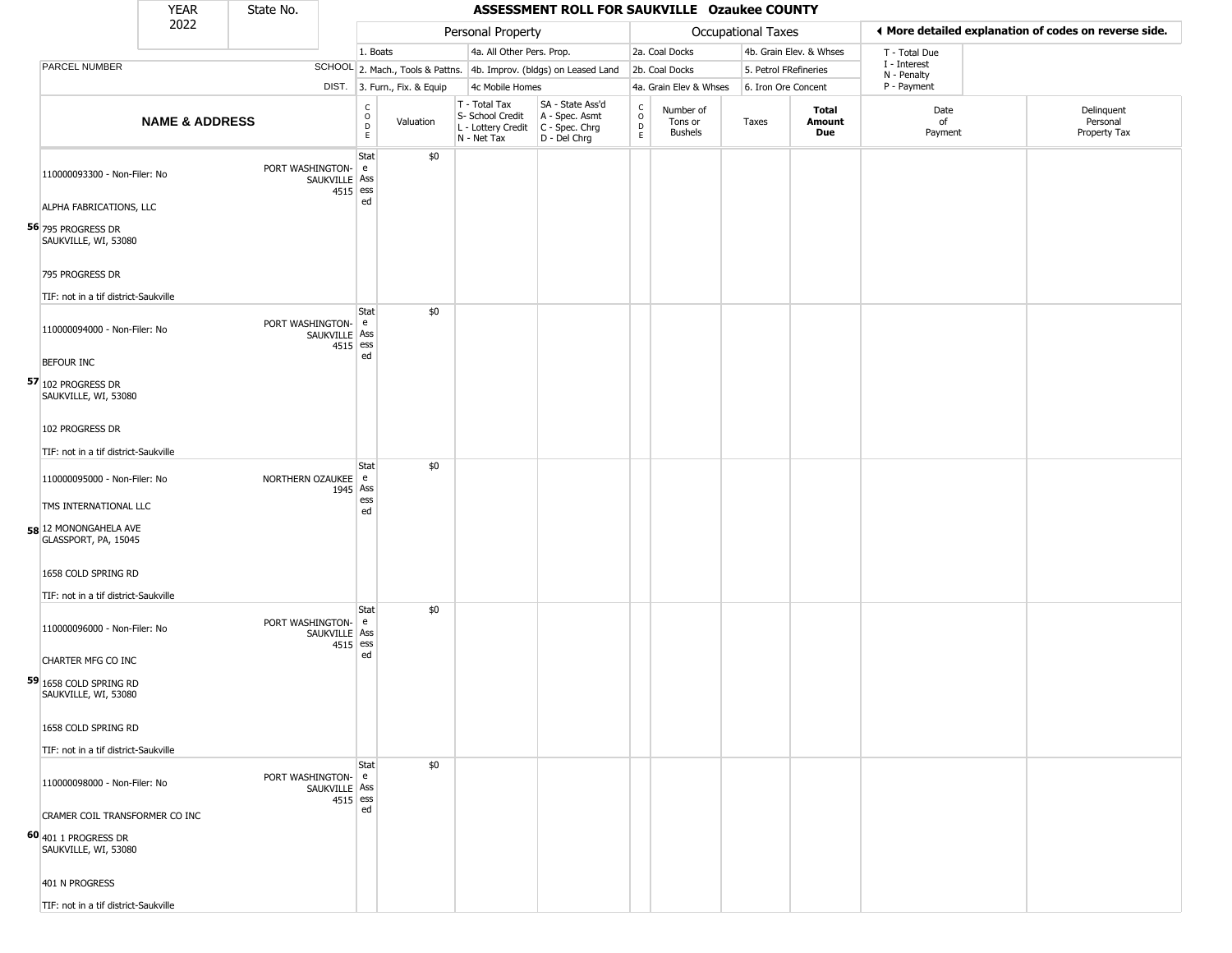| YEAR 2022 | State No. |
|---|---|

# ASSESSMENT ROLL FOR SAUKVILLE Ozaukee COUNTY

| | | Personal Property | | | | | Occupational Taxes | | | | ◄ More detailed explanation of codes on reverse side. | |
|---|---|---|---|---|---|---|---|---|---|---|---|---|
| PARCEL NUMBER | SCHOOL DIST. | 1. Boats<br>2. Mach., Tools & Pattns.<br>3. Furn., Fix. & Equip | | 4a. All Other Pers. Prop.<br>4b. Improv. (bldgs) on Leased Land<br>4c Mobile Homes | | | 2a. Coal Docks<br>2b. Coal Docks<br>4a. Grain Elev & Whses | | 4b. Grain Elev. & Whses<br>5. Petrol FRefineries<br>6. Iron Ore Concent | | T - Total Due<br>I - Interest<br>N - Penalty<br>P - Payment | |
| **NAME & ADDRESS** | | CODE | Valuation | T - Total Tax<br>S- School Credit<br>L - Lottery Credit<br>N - Net Tax | SA - State Ass'd<br>A - Spec. Asmt<br>C - Spec. Chrg<br>D - Del Chrg | CODE | Number of Tons or Bushels | Taxes | **Total Amount Due** | Date of Payment | Delinquent Personal Property Tax |
| 56 110000093300 - Non-Filer: No<br>ALPHA FABRICATIONS, LLC<br>795 PROGRESS DR<br>SAUKVILLE, WI, 53080<br>795 PROGRESS DR<br>TIF: not in a tif district-Saukville | PORT WASHINGTON-SAUKVILLE 4515 | State Assessed | $0 | | | | | | | | |
| 57 110000094000 - Non-Filer: No<br>BEFOUR INC<br>102 PROGRESS DR<br>SAUKVILLE, WI, 53080<br>102 PROGRESS DR<br>TIF: not in a tif district-Saukville | PORT WASHINGTON-SAUKVILLE 4515 | State Assessed | $0 | | | | | | | | |
| 58 110000095000 - Non-Filer: No<br>TMS INTERNATIONAL LLC<br>12 MONONGAHELA AVE<br>GLASSPORT, PA, 15045<br>1658 COLD SPRING RD<br>TIF: not in a tif district-Saukville | NORTHERN OZAUKEE 1945 | State Assessed | $0 | | | | | | | | |
| 59 110000096000 - Non-Filer: No<br>CHARTER MFG CO INC<br>1658 COLD SPRING RD<br>SAUKVILLE, WI, 53080<br>1658 COLD SPRING RD<br>TIF: not in a tif district-Saukville | PORT WASHINGTON-SAUKVILLE 4515 | State Assessed | $0 | | | | | | | | |
| 60 110000098000 - Non-Filer: No<br>CRAMER COIL TRANSFORMER CO INC<br>401 1 PROGRESS DR<br>SAUKVILLE, WI, 53080<br>401 N PROGRESS<br>TIF: not in a tif district-Saukville | PORT WASHINGTON-SAUKVILLE 4515 | State Assessed | $0 | | | | | | | | |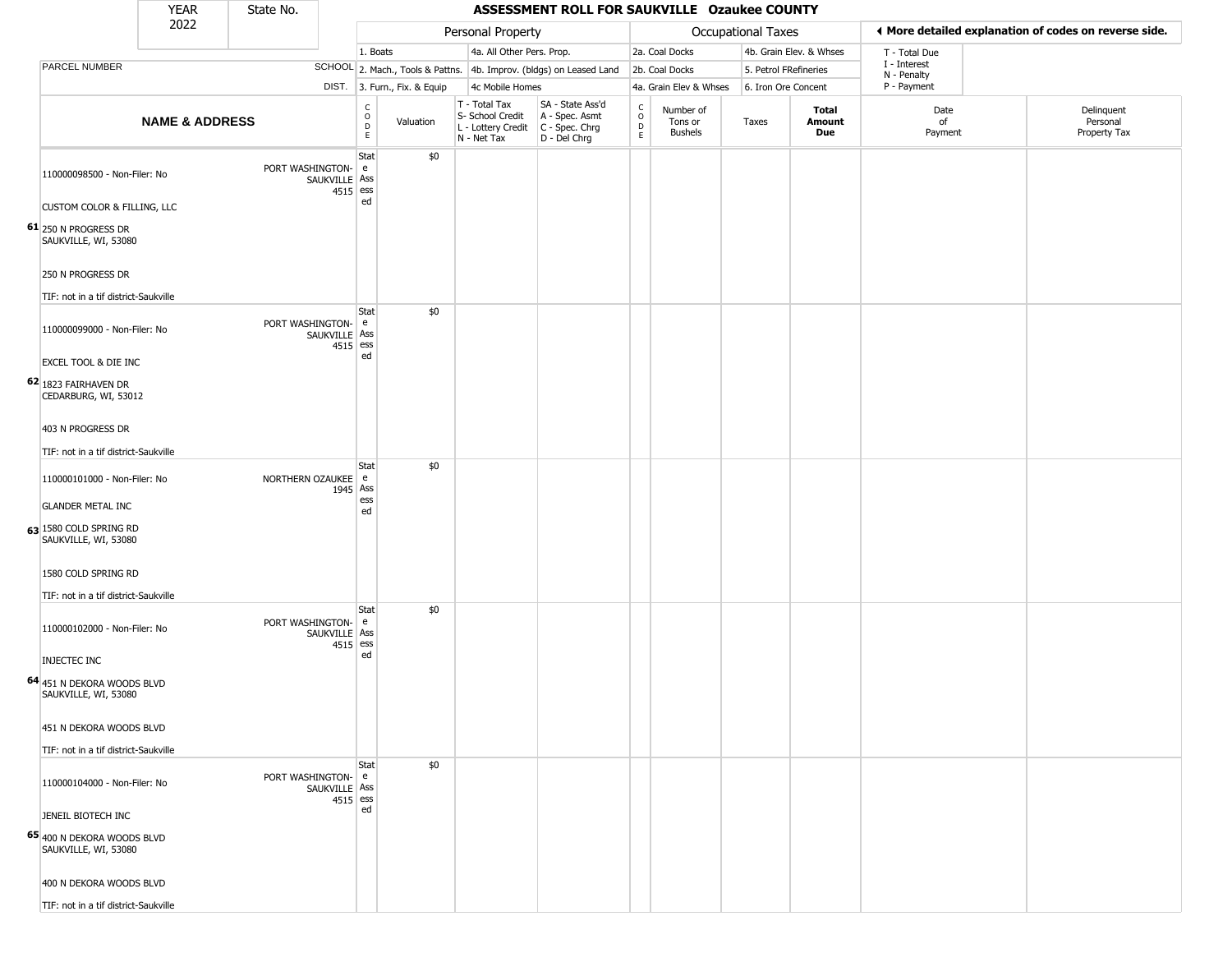| YEAR | State No. | | ASSESSMENT ROLL FOR SAUKVILLE Ozaukee COUNTY | | | | | | | | | |
|---|---|---|---|---|---|---|---|---|---|---|---|---|
| 2022 | | | | | | | | | | | | |

| | | Personal Property | | | | Occupational Taxes | | | | ◄ More detailed explanation of codes on reverse side. | |
|---|---|---|---|---|---|---|---|---|---|---|---|
| | | 1. Boats | | 4a. All Other Pers. Prop. | | 2a. Coal Docks | | 4b. Grain Elev. & Whses | | T - Total Due | |
| PARCEL NUMBER | SCHOOL | 2. Mach., Tools & Pattns. | | 4b. Improv. (bldgs) on Leased Land | | 2b. Coal Docks | | 5. Petrol FRefineries | | I - Interest<br>N - Penalty | |
| | DIST. | 3. Furn., Fix. & Equip | | 4c Mobile Homes | | 4a. Grain Elev & Whses | | 6. Iron Ore Concent | | P - Payment | |

| | NAME & ADDRESS | | CODE | Valuation | T - Total Tax<br>S- School Credit<br>L - Lottery Credit<br>N - Net Tax | SA - State Ass'd<br>A - Spec. Asmt<br>C - Spec. Chrg<br>D - Del Chrg | CODE | Number of Tons or Bushels | Taxes | Total Amount Due | Date of Payment | Delinquent Personal Property Tax |
|---|---|---|---|---|---|---|---|---|---|---|---|---|
| 61 | 110000098500 - Non-Filer: No<br>CUSTOM COLOR & FILLING, LLC<br>250 N PROGRESS DR<br>SAUKVILLE, WI, 53080<br>250 N PROGRESS DR<br>TIF: not in a tif district-Saukville | PORT WASHINGTON-SAUKVILLE 4515 | State Assessed | $0 | | | | | | | | |
| 62 | 110000099000 - Non-Filer: No<br>EXCEL TOOL & DIE INC<br>1823 FAIRHAVEN DR<br>CEDARBURG, WI, 53012<br>403 N PROGRESS DR<br>TIF: not in a tif district-Saukville | PORT WASHINGTON-SAUKVILLE 4515 | State Assessed | $0 | | | | | | | | |
| 63 | 110000101000 - Non-Filer: No<br>GLANDER METAL INC<br>1580 COLD SPRING RD<br>SAUKVILLE, WI, 53080<br>1580 COLD SPRING RD<br>TIF: not in a tif district-Saukville | NORTHERN OZAUKEE 1945 | State Assessed | $0 | | | | | | | | |
| 64 | 110000102000 - Non-Filer: No<br>INJECTEC INC<br>451 N DEKORA WOODS BLVD<br>SAUKVILLE, WI, 53080<br>451 N DEKORA WOODS BLVD<br>TIF: not in a tif district-Saukville | PORT WASHINGTON-SAUKVILLE 4515 | State Assessed | $0 | | | | | | | | |
| 65 | 110000104000 - Non-Filer: No<br>JENEIL BIOTECH INC<br>400 N DEKORA WOODS BLVD<br>SAUKVILLE, WI, 53080<br>400 N DEKORA WOODS BLVD<br>TIF: not in a tif district-Saukville | PORT WASHINGTON-SAUKVILLE 4515 | State Assessed | $0 | | | | | | | | |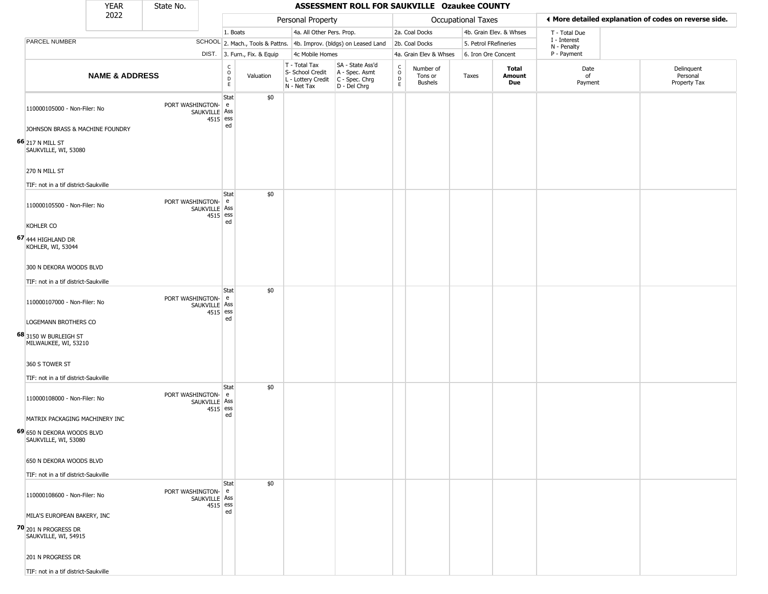| YEAR 2022 | State No. | ASSESSMENT ROLL FOR SAUKVILLE Ozaukee COUNTY | | | | | | | | | | |
|---|---|---|---|---|---|---|---|---|---|---|---|---|

**Personal Property:** 1. Boats; 2. Mach., Tools & Pattns.; 3. Furn., Fix. & Equip; 4a. All Other Pers. Prop.; 4b. Improv. (bldgs) on Leased Land; 4c Mobile Homes

**Occupational Taxes:** 2a. Coal Docks; 2b. Coal Docks; 4a. Grain Elev & Whses; 4b. Grain Elev. & Whses; 5. Petrol FRefineries; 6. Iron Ore Concent

◄ More detailed explanation of codes on reverse side.

T - Total Due; I - Interest; N - Penalty; P - Payment

| | NAME & ADDRESS | SCHOOL DIST. | CODE | Valuation | T - Total Tax S- School Credit L - Lottery Credit N - Net Tax | SA - State Ass'd A - Spec. Asmt C - Spec. Chrg D - Del Chrg | CODE | Number of Tons or Bushels | Taxes | Total Amount Due | Date of Payment | Delinquent Personal Property Tax |
|---|---|---|---|---|---|---|---|---|---|---|---|---|
| 66 | 110000105000 - Non-Filer: No<br>JOHNSON BRASS & MACHINE FOUNDRY<br>217 N MILL ST<br>SAUKVILLE, WI, 53080<br>270 N MILL ST<br>TIF: not in a tif district-Saukville | PORT WASHINGTON-SAUKVILLE 4515 | State Assessed | $0 | | | | | | | | |
| 67 | 110000105500 - Non-Filer: No<br>KOHLER CO<br>444 HIGHLAND DR<br>KOHLER, WI, 53044<br>300 N DEKORA WOODS BLVD<br>TIF: not in a tif district-Saukville | PORT WASHINGTON-SAUKVILLE 4515 | State Assessed | $0 | | | | | | | | |
| 68 | 110000107000 - Non-Filer: No<br>LOGEMANN BROTHERS CO<br>3150 W BURLEIGH ST<br>MILWAUKEE, WI, 53210<br>360 S TOWER ST<br>TIF: not in a tif district-Saukville | PORT WASHINGTON-SAUKVILLE 4515 | State Assessed | $0 | | | | | | | | |
| 69 | 110000108000 - Non-Filer: No<br>MATRIX PACKAGING MACHINERY INC<br>650 N DEKORA WOODS BLVD<br>SAUKVILLE, WI, 53080<br>650 N DEKORA WOODS BLVD<br>TIF: not in a tif district-Saukville | PORT WASHINGTON-SAUKVILLE 4515 | State Assessed | $0 | | | | | | | | |
| 70 | 110000108600 - Non-Filer: No<br>MILA'S EUROPEAN BAKERY, INC<br>201 N PROGRESS DR<br>SAUKVILLE, WI, 54915<br>201 N PROGRESS DR<br>TIF: not in a tif district-Saukville | PORT WASHINGTON-SAUKVILLE 4515 | State Assessed | $0 | | | | | | | | |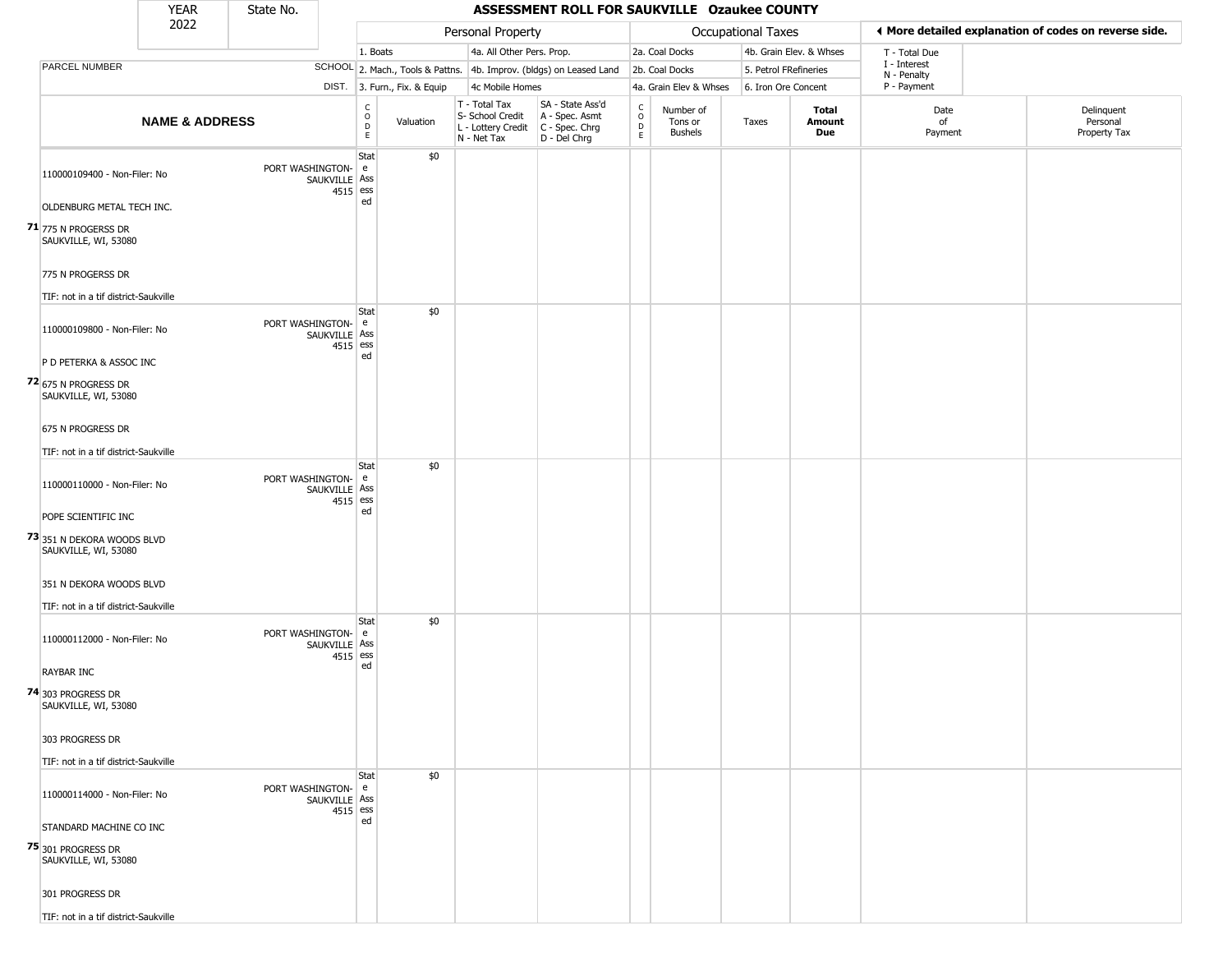# ASSESSMENT ROLL FOR SAUKVILLE Ozaukee COUNTY

YEAR 2022 | State No.

| | | SCHOOL DIST. | Personal Property | | | | Occupational Taxes | | | | ◄ More detailed explanation of codes on reverse side. | |
|---|---|---|---|---|---|---|---|---|---|---|---|---|
| PARCEL NUMBER | | | 1. Boats / 2. Mach., Tools & Pattns. / 3. Furn., Fix. & Equip | | 4a. All Other Pers. Prop. / 4b. Improv. (bldgs) on Leased Land / 4c Mobile Homes | | 2a. Coal Docks / 2b. Coal Docks / 4a. Grain Elev & Whses | | 4b. Grain Elev. & Whses / 5. Petrol FRefineries / 6. Iron Ore Concent | | T - Total Due / I - Interest / N - Penalty / P - Payment | |
| | NAME & ADDRESS | | CODE | Valuation | T - Total Tax / S- School Credit / L - Lottery Credit / N - Net Tax | SA - State Ass'd / A - Spec. Asmt / C - Spec. Chrg / D - Del Chrg | CODE | Number of Tons or Bushels | Taxes | Total Amount Due | Date of Payment | Delinquent Personal Property Tax |
| 71 | 110000109400 - Non-Filer: No<br>OLDENBURG METAL TECH INC.<br>775 N PROGERSS DR<br>SAUKVILLE, WI, 53080<br>775 N PROGERSS DR<br>TIF: not in a tif district-Saukville | PORT WASHINGTON-SAUKVILLE 4515 | State Assessed | $0 | | | | | | | | |
| 72 | 110000109800 - Non-Filer: No<br>P D PETERKA & ASSOC INC<br>675 N PROGRESS DR<br>SAUKVILLE, WI, 53080<br>675 N PROGRESS DR<br>TIF: not in a tif district-Saukville | PORT WASHINGTON-SAUKVILLE 4515 | State Assessed | $0 | | | | | | | | |
| 73 | 110000110000 - Non-Filer: No<br>POPE SCIENTIFIC INC<br>351 N DEKORA WOODS BLVD<br>SAUKVILLE, WI, 53080<br>351 N DEKORA WOODS BLVD<br>TIF: not in a tif district-Saukville | PORT WASHINGTON-SAUKVILLE 4515 | State Assessed | $0 | | | | | | | | |
| 74 | 110000112000 - Non-Filer: No<br>RAYBAR INC<br>303 PROGRESS DR<br>SAUKVILLE, WI, 53080<br>303 PROGRESS DR<br>TIF: not in a tif district-Saukville | PORT WASHINGTON-SAUKVILLE 4515 | State Assessed | $0 | | | | | | | | |
| 75 | 110000114000 - Non-Filer: No<br>STANDARD MACHINE CO INC<br>301 PROGRESS DR<br>SAUKVILLE, WI, 53080<br>301 PROGRESS DR<br>TIF: not in a tif district-Saukville | PORT WASHINGTON-SAUKVILLE 4515 | State Assessed | $0 | | | | | | | | |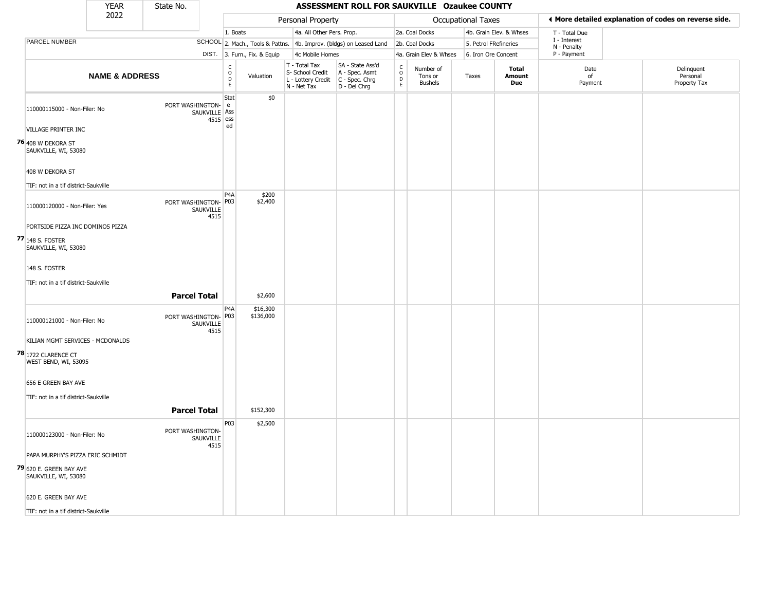| YEAR 2022 | State No. | ASSESSMENT ROLL FOR SAUKVILLE Ozaukee COUNTY | | | | | | | | | | |
|---|---|---|---|---|---|---|---|---|---|---|---|---|
| | | Personal Property | | | | Occupational Taxes | | | | ◂ More detailed explanation of codes on reverse side. | | |
| PARCEL NUMBER | SCHOOL DIST. | 1. Boats<br>2. Mach., Tools & Pattns.<br>3. Furn., Fix. & Equip | | 4a. All Other Pers. Prop.<br>4b. Improv. (bldgs) on Leased Land<br>4c Mobile Homes | | 2a. Coal Docks<br>2b. Coal Docks<br>4a. Grain Elev & Whses | | 4b. Grain Elev. & Whses<br>5. Petrol FRefineries<br>6. Iron Ore Concent | | T - Total Due<br>I - Interest<br>N - Penalty<br>P - Payment | | |
| NAME & ADDRESS | | CODE | Valuation | T - Total Tax<br>S- School Credit<br>L - Lottery Credit<br>N - Net Tax | SA - State Ass'd<br>A - Spec. Asmt<br>C - Spec. Chrg<br>D - Del Chrg | CODE | Number of Tons or Bushels | Taxes | Total Amount Due | Date of Payment | Delinquent Personal Property Tax | |
| 110000115000 - Non-Filer: No<br>VILLAGE PRINTER INC<br>**76** 408 W DEKORA ST<br>SAUKVILLE, WI, 53080<br>408 W DEKORA ST<br>TIF: not in a tif district-Saukville | PORT WASHINGTON-SAUKVILLE 4515 | State Assessed | $0 | | | | | | | | | |
| 110000120000 - Non-Filer: Yes<br>PORTSIDE PIZZA INC DOMINOS PIZZA<br>**77** 148 S. FOSTER<br>SAUKVILLE, WI, 53080<br>148 S. FOSTER<br>TIF: not in a tif district-Saukville | PORT WASHINGTON-SAUKVILLE 4515 | P4A<br>P03 | $200<br>$2,400 | | | | | | | | | |
| | **Parcel Total** | | $2,600 | | | | | | | | | |
| 110000121000 - Non-Filer: No<br>KILIAN MGMT SERVICES - MCDONALDS<br>**78** 1722 CLARENCE CT<br>WEST BEND, WI, 53095<br>656 E GREEN BAY AVE<br>TIF: not in a tif district-Saukville | PORT WASHINGTON-SAUKVILLE 4515 | P4A<br>P03 | $16,300<br>$136,000 | | | | | | | | | |
| | **Parcel Total** | | $152,300 | | | | | | | | | |
| 110000123000 - Non-Filer: No<br>PAPA MURPHY'S PIZZA ERIC SCHMIDT<br>**79** 620 E. GREEN BAY AVE<br>SAUKVILLE, WI, 53080<br>620 E. GREEN BAY AVE<br>TIF: not in a tif district-Saukville | PORT WASHINGTON-SAUKVILLE 4515 | P03 | $2,500 | | | | | | | | | |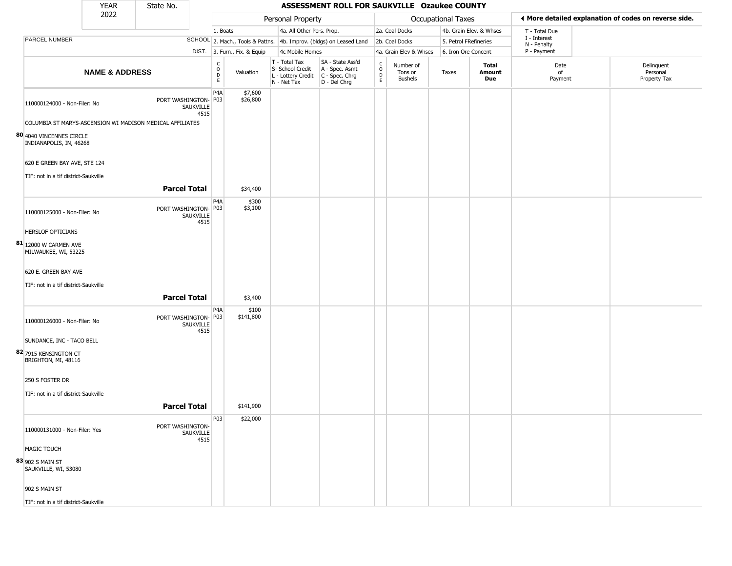| YEAR 2022 | State No. | ASSESSMENT ROLL FOR SAUKVILLE Ozaukee COUNTY | | | | | | | | | |
|---|---|---|---|---|---|---|---|---|---|---|---|

**Personal Property:** 1. Boats; 2. Mach., Tools & Pattns.; 3. Furn., Fix. & Equip; 4a. All Other Pers. Prop.; 4b. Improv. (bldgs) on Leased Land; 4c Mobile Homes

**Occupational Taxes:** 2a. Coal Docks; 2b. Coal Docks; 4a. Grain Elev & Whses; 4b. Grain Elev. & Whses; 5. Petrol FRefineries; 6. Iron Ore Concent

◄ More detailed explanation of codes on reverse side. T - Total Due; I - Interest; N - Penalty; P - Payment

| | NAME & ADDRESS | SCHOOL DIST. | CODE | Valuation | T - Total Tax S- School Credit L - Lottery Credit N - Net Tax | SA - State Ass'd A - Spec. Asmt C - Spec. Chrg D - Del Chrg | CODE | Number of Tons or Bushels | Taxes | Total Amount Due | Date of Payment | Delinquent Personal Property Tax |
|---|---|---|---|---|---|---|---|---|---|---|---|---|
| 80 | 110000124000 - Non-Filer: No<br>COLUMBIA ST MARYS-ASCENSION WI MADISON MEDICAL AFFILIATES<br>4040 VINCENNES CIRCLE<br>INDIANAPOLIS, IN, 46268<br>620 E GREEN BAY AVE, STE 124<br>TIF: not in a tif district-Saukville | PORT WASHINGTON-SAUKVILLE 4515 | P4A<br>P03 | $7,600<br>$26,800 | | | | | | | | |
| | **Parcel Total** | | | $34,400 | | | | | | | | |
| 81 | 110000125000 - Non-Filer: No<br>HERSLOF OPTICIANS<br>12000 W CARMEN AVE<br>MILWAUKEE, WI, 53225<br>620 E. GREEN BAY AVE<br>TIF: not in a tif district-Saukville | PORT WASHINGTON-SAUKVILLE 4515 | P4A<br>P03 | $300<br>$3,100 | | | | | | | | |
| | **Parcel Total** | | | $3,400 | | | | | | | | |
| 82 | 110000126000 - Non-Filer: No<br>SUNDANCE, INC - TACO BELL<br>7915 KENSINGTON CT<br>BRIGHTON, MI, 48116<br>250 S FOSTER DR<br>TIF: not in a tif district-Saukville | PORT WASHINGTON-SAUKVILLE 4515 | P4A<br>P03 | $100<br>$141,800 | | | | | | | | |
| | **Parcel Total** | | | $141,900 | | | | | | | | |
| 83 | 110000131000 - Non-Filer: Yes<br>MAGIC TOUCH<br>902 S MAIN ST<br>SAUKVILLE, WI, 53080<br>902 S MAIN ST<br>TIF: not in a tif district-Saukville | PORT WASHINGTON-SAUKVILLE 4515 | P03 | $22,000 | | | | | | | | |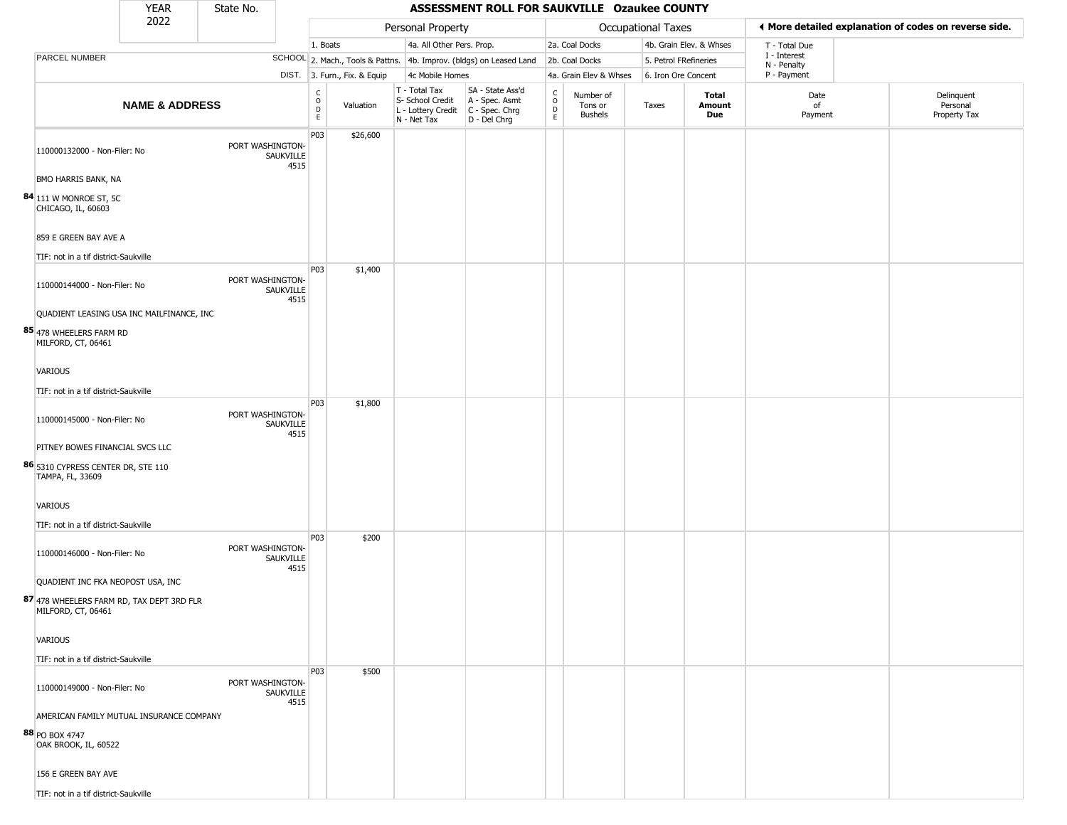| YEAR 2022 | State No. |
|---|---|

# ASSESSMENT ROLL FOR SAUKVILLE Ozaukee COUNTY

| | | Personal Property | | | | Occupational Taxes | | | | ◄ More detailed explanation of codes on reverse side. | |
|---|---|---|---|---|---|---|---|---|---|---|---|
| PARCEL NUMBER | SCHOOL DIST. | 1. Boats<br>2. Mach., Tools & Pattns.<br>3. Furn., Fix. & Equip | | 4a. All Other Pers. Prop.<br>4b. Improv. (bldgs) on Leased Land<br>4c Mobile Homes | | 2a. Coal Docks<br>2b. Coal Docks<br>4a. Grain Elev & Whses | | 4b. Grain Elev. & Whses<br>5. Petrol FRefineries<br>6. Iron Ore Concent | | T - Total Due<br>I - Interest<br>N - Penalty<br>P - Payment | |
| **NAME & ADDRESS** | | CODE | Valuation | T - Total Tax<br>S- School Credit<br>L - Lottery Credit<br>N - Net Tax | SA - State Ass'd<br>A - Spec. Asmt<br>C - Spec. Chrg<br>D - Del Chrg | CODE | Number of Tons or Bushels | Taxes | **Total Amount Due** | Date of Payment | Delinquent Personal Property Tax |
| 84 110000132000 - Non-Filer: No<br>BMO HARRIS BANK, NA<br>111 W MONROE ST, 5C<br>CHICAGO, IL, 60603<br>859 E GREEN BAY AVE A<br>TIF: not in a tif district-Saukville | PORT WASHINGTON-SAUKVILLE 4515 | P03 | $26,600 | | | | | | | | |
| 85 110000144000 - Non-Filer: No<br>QUADIENT LEASING USA INC MAILFINANCE, INC<br>478 WHEELERS FARM RD<br>MILFORD, CT, 06461<br>VARIOUS<br>TIF: not in a tif district-Saukville | PORT WASHINGTON-SAUKVILLE 4515 | P03 | $1,400 | | | | | | | | |
| 86 110000145000 - Non-Filer: No<br>PITNEY BOWES FINANCIAL SVCS LLC<br>5310 CYPRESS CENTER DR, STE 110<br>TAMPA, FL, 33609<br>VARIOUS<br>TIF: not in a tif district-Saukville | PORT WASHINGTON-SAUKVILLE 4515 | P03 | $1,800 | | | | | | | | |
| 87 110000146000 - Non-Filer: No<br>QUADIENT INC FKA NEOPOST USA, INC<br>478 WHEELERS FARM RD, TAX DEPT 3RD FLR<br>MILFORD, CT, 06461<br>VARIOUS<br>TIF: not in a tif district-Saukville | PORT WASHINGTON-SAUKVILLE 4515 | P03 | $200 | | | | | | | | |
| 88 110000149000 - Non-Filer: No<br>AMERICAN FAMILY MUTUAL INSURANCE COMPANY<br>PO BOX 4747<br>OAK BROOK, IL, 60522<br>156 E GREEN BAY AVE<br>TIF: not in a tif district-Saukville | PORT WASHINGTON-SAUKVILLE 4515 | P03 | $500 | | | | | | | | |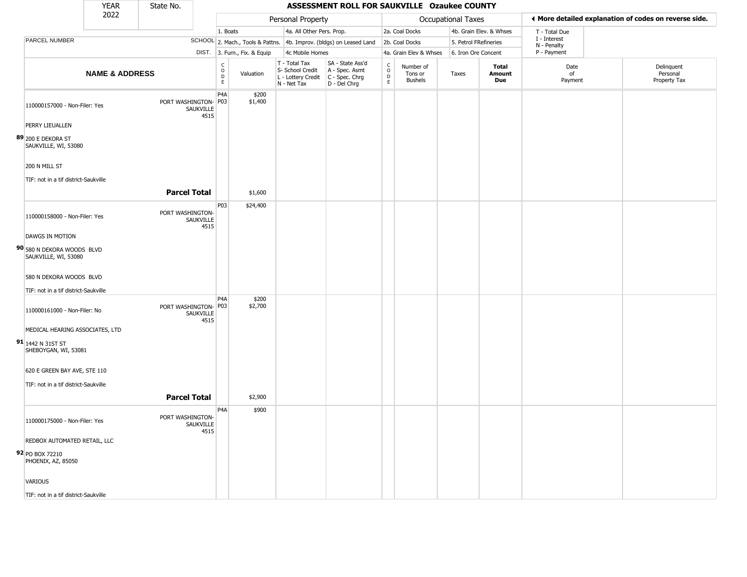# ASSESSMENT ROLL FOR SAUKVILLE Ozaukee COUNTY

YEAR 2022 | State No.

**Personal Property:** 1. Boats; 2. Mach., Tools & Pattns.; 3. Furn., Fix. & Equip; 4a. All Other Pers. Prop.; 4b. Improv. (bldgs) on Leased Land; 4c Mobile Homes

**Occupational Taxes:** 2a. Coal Docks; 2b. Coal Docks; 4a. Grain Elev & Whses; 4b. Grain Elev. & Whses; 5. Petrol FRefineries; 6. Iron Ore Concent

T - Total Due; I - Interest; N - Penalty; P - Payment

◄ More detailed explanation of codes on reverse side.

| | NAME & ADDRESS | SCHOOL DIST. | CODE | Valuation | T - Total Tax, S- School Credit, L - Lottery Credit, N - Net Tax | SA - State Ass'd, A - Spec. Asmt, C - Spec. Chrg, D - Del Chrg | CODE | Number of Tons or Bushels | Taxes | Total Amount Due | Date of Payment | Delinquent Personal Property Tax |
|---|---|---|---|---|---|---|---|---|---|---|---|---|
| 89 | 110000157000 - Non-Filer: Yes<br>PERRY LIEUALLEN<br>200 E DEKORA ST<br>SAUKVILLE, WI, 53080<br>200 N MILL ST<br>TIF: not in a tif district-Saukville | PORT WASHINGTON-SAUKVILLE 4515 | P4A<br>P03 | $200<br>$1,400 | | | | | | | | |
| | **Parcel Total** | | | $1,600 | | | | | | | | |
| 90 | 110000158000 - Non-Filer: Yes<br>DAWGS IN MOTION<br>580 N DEKORA WOODS BLVD<br>SAUKVILLE, WI, 53080<br>580 N DEKORA WOODS BLVD<br>TIF: not in a tif district-Saukville | PORT WASHINGTON-SAUKVILLE 4515 | P03 | $24,400 | | | | | | | | |
| 91 | 110000161000 - Non-Filer: No<br>MEDICAL HEARING ASSOCIATES, LTD<br>1442 N 31ST ST<br>SHEBOYGAN, WI, 53081<br>620 E GREEN BAY AVE, STE 110<br>TIF: not in a tif district-Saukville | PORT WASHINGTON-SAUKVILLE 4515 | P4A<br>P03 | $200<br>$2,700 | | | | | | | | |
| | **Parcel Total** | | | $2,900 | | | | | | | | |
| 92 | 110000175000 - Non-Filer: Yes<br>REDBOX AUTOMATED RETAIL, LLC<br>PO BOX 72210<br>PHOENIX, AZ, 85050<br>VARIOUS<br>TIF: not in a tif district-Saukville | PORT WASHINGTON-SAUKVILLE 4515 | P4A | $900 | | | | | | | | |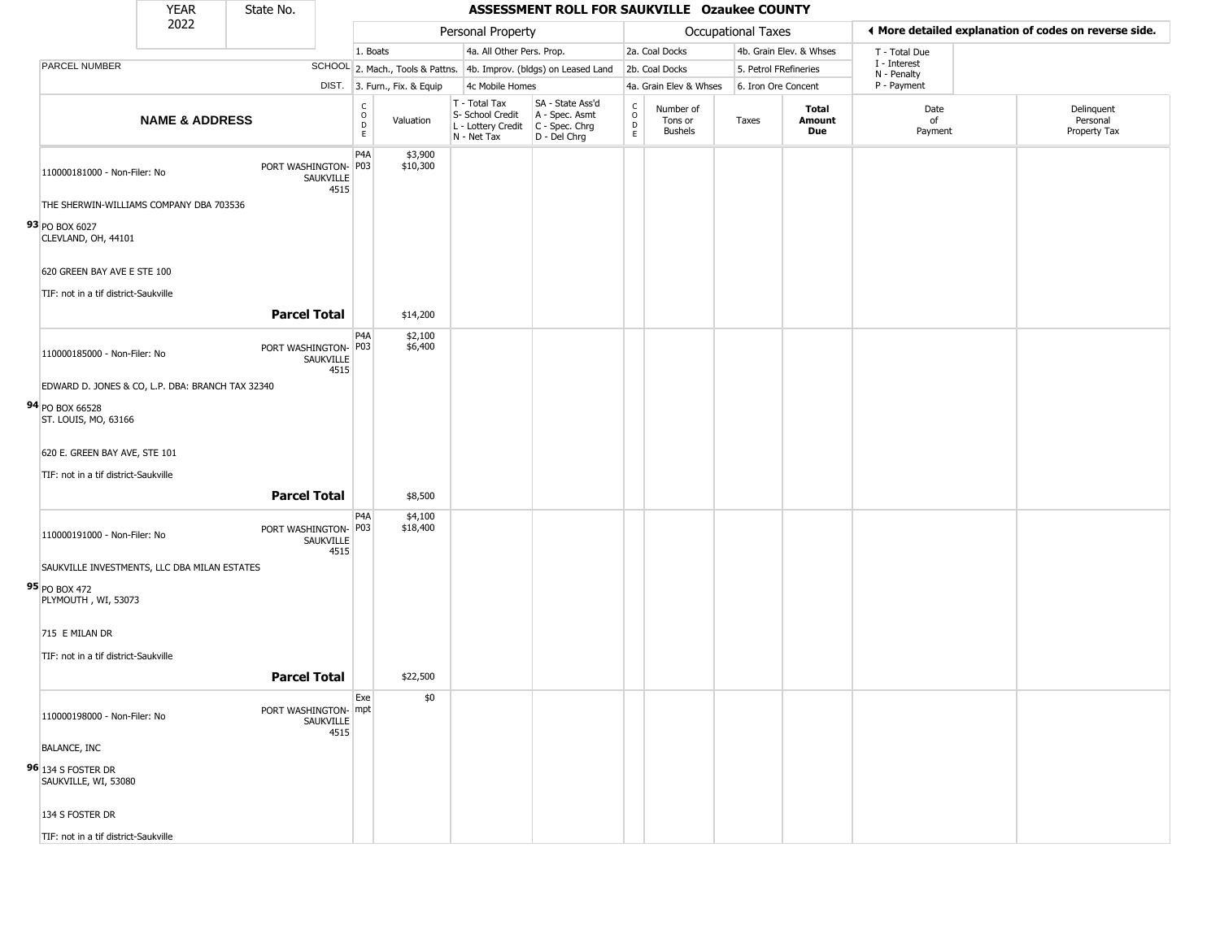| YEAR 2022 | State No. | ASSESSMENT ROLL FOR SAUKVILLE Ozaukee COUNTY | | | | | | | | | |
|---|---|---|---|---|---|---|---|---|---|---|---|

| | | Personal Property | | | | Occupational Taxes | | | | ◄ More detailed explanation of codes on reverse side. | |
|---|---|---|---|---|---|---|---|---|---|---|---|
| | | 1. Boats | | 4a. All Other Pers. Prop. | | 2a. Coal Docks | | 4b. Grain Elev. & Whses | | T - Total Due | |
| PARCEL NUMBER | SCHOOL | 2. Mach., Tools & Pattns. | | 4b. Improv. (bldgs) on Leased Land | | 2b. Coal Docks | | 5. Petrol FRefineries | | I - Interest N - Penalty | |
| | DIST. | 3. Furn., Fix. & Equip | | 4c Mobile Homes | | 4a. Grain Elev & Whses | | 6. Iron Ore Concent | | P - Payment | |

| NAME & ADDRESS | | CODE | Valuation | T - Total Tax S- School Credit L - Lottery Credit N - Net Tax | SA - State Ass'd A - Spec. Asmt C - Spec. Chrg D - Del Chrg | CODE | Number of Tons or Bushels | Taxes | Total Amount Due | Date of Payment | Delinquent Personal Property Tax |
|---|---|---|---|---|---|---|---|---|---|---|---|
| 110000181000 - Non-Filer: No<br>THE SHERWIN-WILLIAMS COMPANY DBA 703536<br>93 PO BOX 6027<br>CLEVLAND, OH, 44101<br>620 GREEN BAY AVE E STE 100<br>TIF: not in a tif district-Saukville | PORT WASHINGTON-SAUKVILLE 4515 | P4A<br>P03 | $3,900<br>$10,300 | | | | | | | | |
| **Parcel Total** | | | $14,200 | | | | | | | | |
| 110000185000 - Non-Filer: No<br>EDWARD D. JONES & CO, L.P. DBA: BRANCH TAX 32340<br>94 PO BOX 66528<br>ST. LOUIS, MO, 63166<br>620 E. GREEN BAY AVE, STE 101<br>TIF: not in a tif district-Saukville | PORT WASHINGTON-SAUKVILLE 4515 | P4A<br>P03 | $2,100<br>$6,400 | | | | | | | | |
| **Parcel Total** | | | $8,500 | | | | | | | | |
| 110000191000 - Non-Filer: No<br>SAUKVILLE INVESTMENTS, LLC DBA MILAN ESTATES<br>95 PO BOX 472<br>PLYMOUTH , WI, 53073<br>715 E MILAN DR<br>TIF: not in a tif district-Saukville | PORT WASHINGTON-SAUKVILLE 4515 | P4A<br>P03 | $4,100<br>$18,400 | | | | | | | | |
| **Parcel Total** | | | $22,500 | | | | | | | | |
| 110000198000 - Non-Filer: No<br>BALANCE, INC<br>96 134 S FOSTER DR<br>SAUKVILLE, WI, 53080<br>134 S FOSTER DR<br>TIF: not in a tif district-Saukville | PORT WASHINGTON-SAUKVILLE 4515 | Exempt | $0 | | | | | | | | |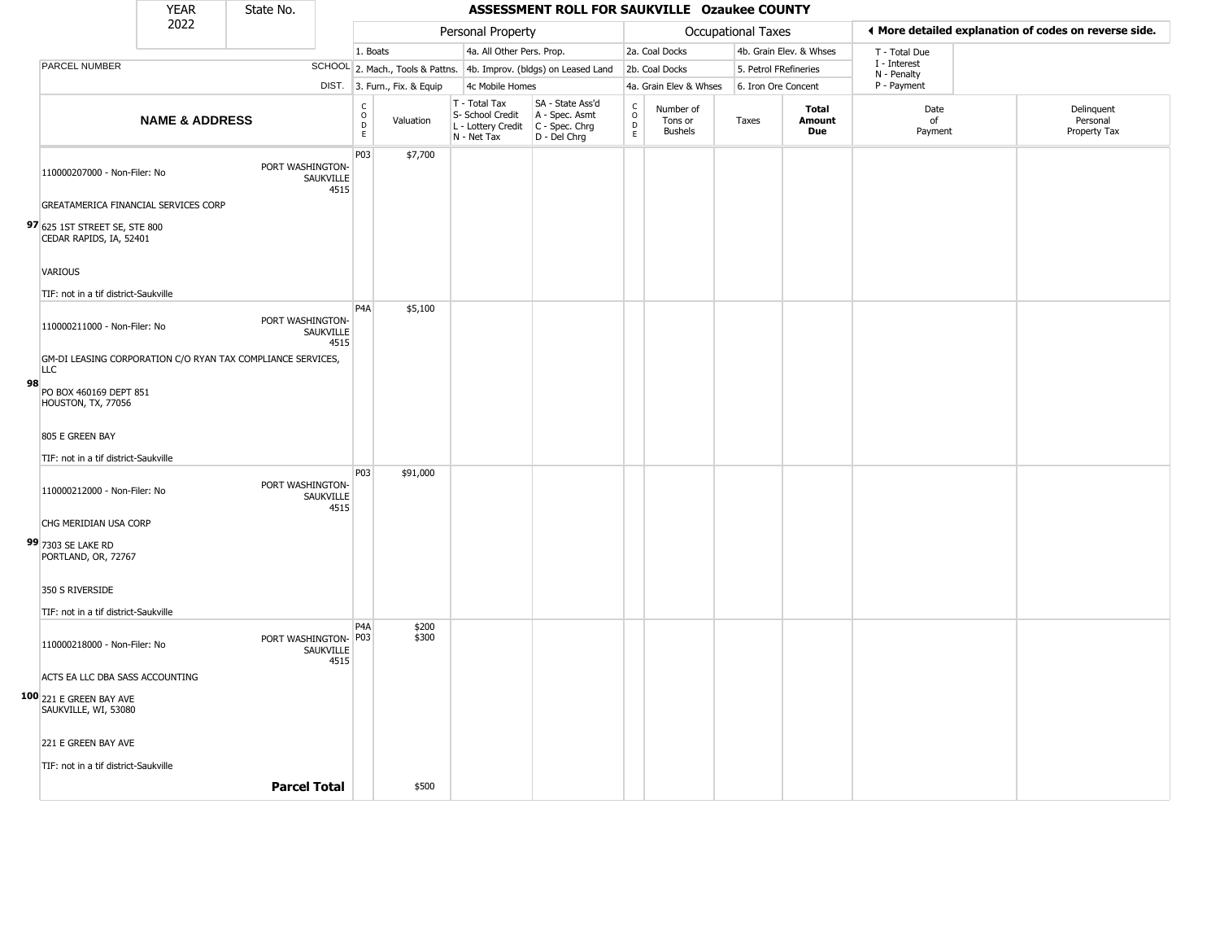| YEAR 2022 | State No. | ASSESSMENT ROLL FOR SAUKVILLE Ozaukee COUNTY | | | | | | | | | |
|---|---|---|---|---|---|---|---|---|---|---|---|

| | | Personal Property | | | | Occupational Taxes | | | | ◄ More detailed explanation of codes on reverse side. | |
|---|---|---|---|---|---|---|---|---|---|---|---|
| | | 1. Boats | | 4a. All Other Pers. Prop. | | 2a. Coal Docks | | 4b. Grain Elev. & Whses | | T - Total Due | |
| PARCEL NUMBER | SCHOOL | 2. Mach., Tools & Pattns. | | 4b. Improv. (bldgs) on Leased Land | | 2b. Coal Docks | | 5. Petrol FRefineries | | I - Interest N - Penalty | |
| | DIST. | 3. Furn., Fix. & Equip | | 4c Mobile Homes | | 4a. Grain Elev & Whses | | 6. Iron Ore Concent | | P - Payment | |

| NAME & ADDRESS | | CODE | Valuation | T - Total Tax S- School Credit L - Lottery Credit N - Net Tax | SA - State Ass'd A - Spec. Asmt C - Spec. Chrg D - Del Chrg | CODE | Number of Tons or Bushels | Taxes | Total Amount Due | Date of Payment | Delinquent Personal Property Tax |
|---|---|---|---|---|---|---|---|---|---|---|---|
| **97** 110000207000 - Non-Filer: No GREATAMERICA FINANCIAL SERVICES CORP 625 1ST STREET SE, STE 800 CEDAR RAPIDS, IA, 52401 VARIOUS TIF: not in a tif district-Saukville | PORT WASHINGTON-SAUKVILLE 4515 | P03 | $7,700 | | | | | | | | |
| **98** 110000211000 - Non-Filer: No GM-DI LEASING CORPORATION C/O RYAN TAX COMPLIANCE SERVICES, LLC PO BOX 460169 DEPT 851 HOUSTON, TX, 77056 805 E GREEN BAY TIF: not in a tif district-Saukville | PORT WASHINGTON-SAUKVILLE 4515 | P4A | $5,100 | | | | | | | | |
| **99** 110000212000 - Non-Filer: No CHG MERIDIAN USA CORP 7303 SE LAKE RD PORTLAND, OR, 72767 350 S RIVERSIDE TIF: not in a tif district-Saukville | PORT WASHINGTON-SAUKVILLE 4515 | P03 | $91,000 | | | | | | | | |
| **100** 110000218000 - Non-Filer: No ACTS EA LLC DBA SASS ACCOUNTING 221 E GREEN BAY AVE SAUKVILLE, WI, 53080 221 E GREEN BAY AVE TIF: not in a tif district-Saukville | PORT WASHINGTON-SAUKVILLE 4515 | P4A P03 | $200 $300 | | | | | | | | |
| | **Parcel Total** | | $500 | | | | | | | | |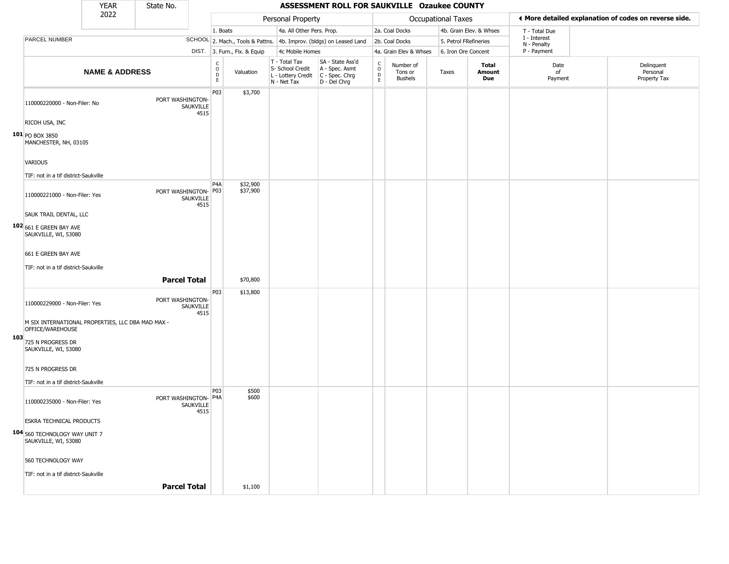| YEAR | State No. | ASSESSMENT ROLL FOR SAUKVILLE Ozaukee COUNTY |
|---|---|---|
| 2022 | | |

| | | Personal Property | | | | Occupational Taxes | | | | ◀ More detailed explanation of codes on reverse side. | |
|---|---|---|---|---|---|---|---|---|---|---|---|
| PARCEL NUMBER | SCHOOL DIST. | 1. Boats<br>2. Mach., Tools & Pattns.<br>3. Furn., Fix. & Equip | | 4a. All Other Pers. Prop.<br>4b. Improv. (bldgs) on Leased Land<br>4c Mobile Homes | | 2a. Coal Docks<br>2b. Coal Docks<br>4a. Grain Elev & Whses | | 4b. Grain Elev. & Whses<br>5. Petrol FRefineries<br>6. Iron Ore Concent | | T - Total Due<br>I - Interest<br>N - Penalty<br>P - Payment | |
| **NAME & ADDRESS** | | CODE | Valuation | T - Total Tax<br>S- School Credit<br>L - Lottery Credit<br>N - Net Tax | SA - State Ass'd<br>A - Spec. Asmt<br>C - Spec. Chrg<br>D - Del Chrg | CODE | Number of Tons or Bushels | Taxes | **Total Amount Due** | Date of Payment | Delinquent Personal Property Tax |
| **101** 110000220000 - Non-Filer: No<br>RICOH USA, INC<br>PO BOX 3850<br>MANCHESTER, NH, 03105<br>VARIOUS<br>TIF: not in a tif district-Saukville | PORT WASHINGTON-SAUKVILLE 4515 | P03 | $3,700 | | | | | | | | |
| **102** 110000221000 - Non-Filer: Yes<br>SAUK TRAIL DENTAL, LLC<br>661 E GREEN BAY AVE<br>SAUKVILLE, WI, 53080<br>661 E GREEN BAY AVE<br>TIF: not in a tif district-Saukville | PORT WASHINGTON-SAUKVILLE 4515 | P4A<br>P03 | $32,900<br>$37,900 | | | | | | | | |
| | **Parcel Total** | | $70,800 | | | | | | | | |
| **103** 110000229000 - Non-Filer: Yes<br>M SIX INTERNATIONAL PROPERTIES, LLC DBA MAD MAX - OFFICE/WAREHOUSE<br>725 N PROGRESS DR<br>SAUKVILLE, WI, 53080<br>725 N PROGRESS DR<br>TIF: not in a tif district-Saukville | PORT WASHINGTON-SAUKVILLE 4515 | P03 | $13,800 | | | | | | | | |
| **104** 110000235000 - Non-Filer: Yes<br>ESKRA TECHNICAL PRODUCTS<br>560 TECHNOLOGY WAY UNIT 7<br>SAUKVILLE, WI, 53080<br>560 TECHNOLOGY WAY<br>TIF: not in a tif district-Saukville | PORT WASHINGTON-SAUKVILLE 4515 | P03<br>P4A | $500<br>$600 | | | | | | | | |
| | **Parcel Total** | | $1,100 | | | | | | | | |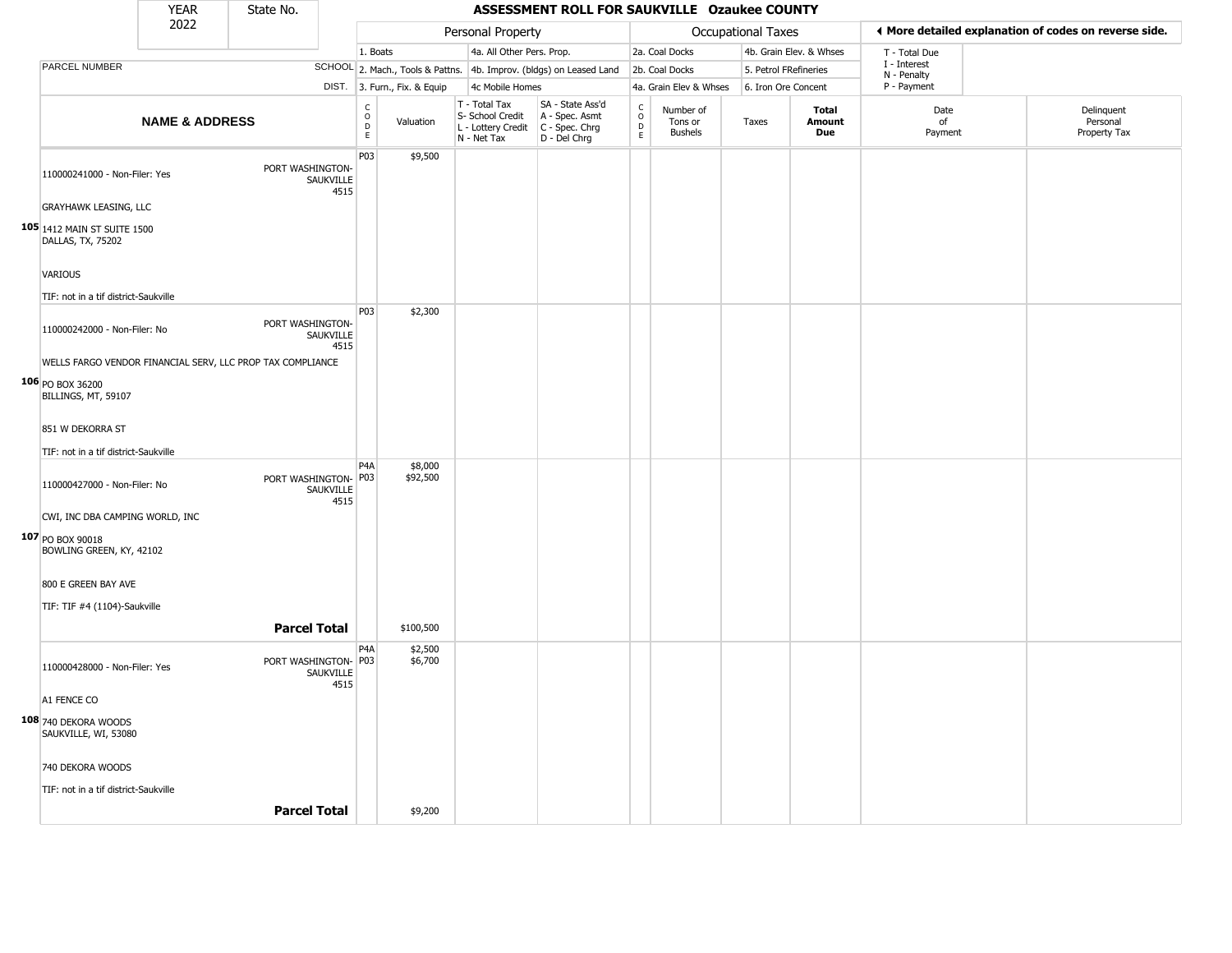| YEAR 2022 | State No. | ASSESSMENT ROLL FOR SAUKVILLE Ozaukee COUNTY | | | | | | | | | | | |
|---|---|---|---|---|---|---|---|---|---|---|---|---|---|

**Personal Property:** 1. Boats; 2. Mach., Tools & Pattns.; 3. Furn., Fix. & Equip; 4a. All Other Pers. Prop.; 4b. Improv. (bldgs) on Leased Land; 4c Mobile Homes

**Occupational Taxes:** 2a. Coal Docks; 2b. Coal Docks; 4a. Grain Elev & Whses; 4b. Grain Elev. & Whses; 5. Petrol FRefineries; 6. Iron Ore Concent

T - Total Due; I - Interest; N - Penalty; P - Payment

◀ More detailed explanation of codes on reverse side.

| | NAME & ADDRESS | SCHOOL DIST. | CODE | Valuation | T - Total Tax S- School Credit L - Lottery Credit N - Net Tax | SA - State Ass'd A - Spec. Asmt C - Spec. Chrg D - Del Chrg | CODE | Number of Tons or Bushels | Taxes | Total Amount Due | Date of Payment | Delinquent Personal Property Tax |
|---|---|---|---|---|---|---|---|---|---|---|---|---|
| 105 | 110000241000 - Non-Filer: Yes<br>GRAYHAWK LEASING, LLC<br>1412 MAIN ST SUITE 1500<br>DALLAS, TX, 75202<br>VARIOUS<br>TIF: not in a tif district-Saukville | PORT WASHINGTON-SAUKVILLE 4515 | P03 | $9,500 | | | | | | | | |
| 106 | 110000242000 - Non-Filer: No<br>WELLS FARGO VENDOR FINANCIAL SERV, LLC PROP TAX COMPLIANCE<br>PO BOX 36200<br>BILLINGS, MT, 59107<br>851 W DEKORRA ST<br>TIF: not in a tif district-Saukville | PORT WASHINGTON-SAUKVILLE 4515 | P03 | $2,300 | | | | | | | | |
| 107 | 110000427000 - Non-Filer: No<br>CWI, INC DBA CAMPING WORLD, INC<br>PO BOX 90018<br>BOWLING GREEN, KY, 42102<br>800 E GREEN BAY AVE<br>TIF: TIF #4 (1104)-Saukville | PORT WASHINGTON-SAUKVILLE 4515 | P4A<br>P03 | $8,000<br>$92,500 | | | | | | | | |
| | | **Parcel Total** | | $100,500 | | | | | | | | |
| 108 | 110000428000 - Non-Filer: Yes<br>A1 FENCE CO<br>740 DEKORA WOODS<br>SAUKVILLE, WI, 53080<br>740 DEKORA WOODS<br>TIF: not in a tif district-Saukville | PORT WASHINGTON-SAUKVILLE 4515 | P4A<br>P03 | $2,500<br>$6,700 | | | | | | | | |
| | | **Parcel Total** | | $9,200 | | | | | | | | |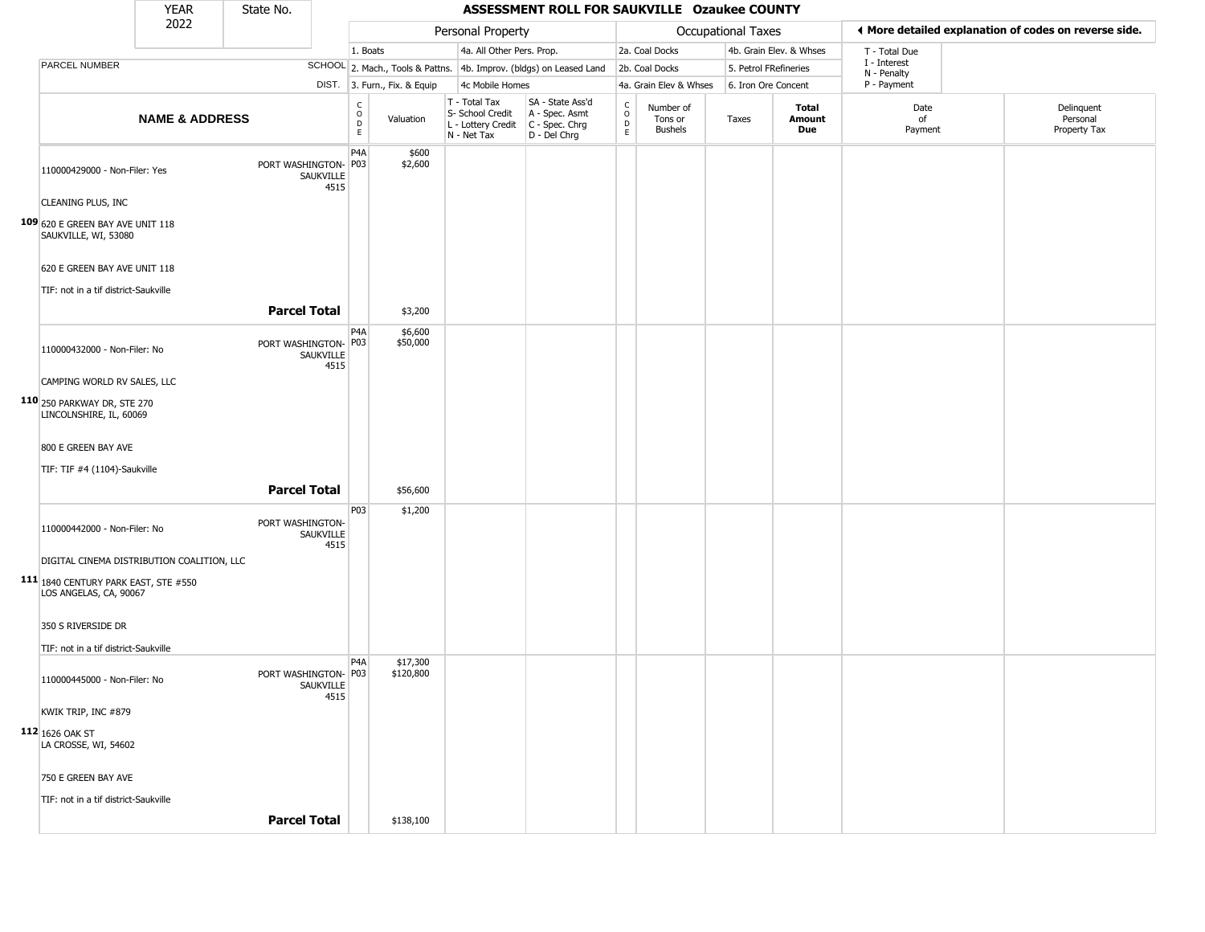| YEAR 2022 | State No. | ASSESSMENT ROLL FOR SAUKVILLE Ozaukee COUNTY | | | | | | | | | | |
|---|---|---|---|---|---|---|---|---|---|---|---|---|

| | | Personal Property | | | | | Occupational Taxes | | | | ◄ More detailed explanation of codes on reverse side. | |
|---|---|---|---|---|---|---|---|---|---|---|---|---|
| PARCEL NUMBER | SCHOOL DIST. | 1. Boats<br>2. Mach., Tools & Pattns.<br>3. Furn., Fix. & Equip | | 4a. All Other Pers. Prop.<br>4b. Improv. (bldgs) on Leased Land<br>4c Mobile Homes | | | 2a. Coal Docks<br>2b. Coal Docks<br>4a. Grain Elev & Whses | | 4b. Grain Elev. & Whses<br>5. Petrol FRefineries<br>6. Iron Ore Concent | | T - Total Due<br>I - Interest<br>N - Penalty<br>P - Payment | |
| **NAME & ADDRESS** | | CODE | Valuation | T - Total Tax<br>S- School Credit<br>L - Lottery Credit<br>N - Net Tax | SA - State Ass'd<br>A - Spec. Asmt<br>C - Spec. Chrg<br>D - Del Chrg | CODE | Number of Tons or Bushels | Taxes | **Total Amount Due** | Date of Payment | Delinquent Personal Property Tax | |
| **109** 110000429000 - Non-Filer: Yes<br>CLEANING PLUS, INC<br>620 E GREEN BAY AVE UNIT 118<br>SAUKVILLE, WI, 53080<br>620 E GREEN BAY AVE UNIT 118<br>TIF: not in a tif district-Saukville | PORT WASHINGTON-SAUKVILLE 4515 | P4A<br>P03 | $600<br>$2,600 | | | | | | | | | |
| | **Parcel Total** | | $3,200 | | | | | | | | | |
| **110** 110000432000 - Non-Filer: No<br>CAMPING WORLD RV SALES, LLC<br>250 PARKWAY DR, STE 270<br>LINCOLNSHIRE, IL, 60069<br>800 E GREEN BAY AVE<br>TIF: TIF #4 (1104)-Saukville | PORT WASHINGTON-SAUKVILLE 4515 | P4A<br>P03 | $6,600<br>$50,000 | | | | | | | | | |
| | **Parcel Total** | | $56,600 | | | | | | | | | |
| **111** 110000442000 - Non-Filer: No<br>DIGITAL CINEMA DISTRIBUTION COALITION, LLC<br>1840 CENTURY PARK EAST, STE #550<br>LOS ANGELAS, CA, 90067<br>350 S RIVERSIDE DR<br>TIF: not in a tif district-Saukville | PORT WASHINGTON-SAUKVILLE 4515 | P03 | $1,200 | | | | | | | | | |
| **112** 110000445000 - Non-Filer: No<br>KWIK TRIP, INC #879<br>1626 OAK ST<br>LA CROSSE, WI, 54602<br>750 E GREEN BAY AVE<br>TIF: not in a tif district-Saukville | PORT WASHINGTON-SAUKVILLE 4515 | P4A<br>P03 | $17,300<br>$120,800 | | | | | | | | | |
| | **Parcel Total** | | $138,100 | | | | | | | | | |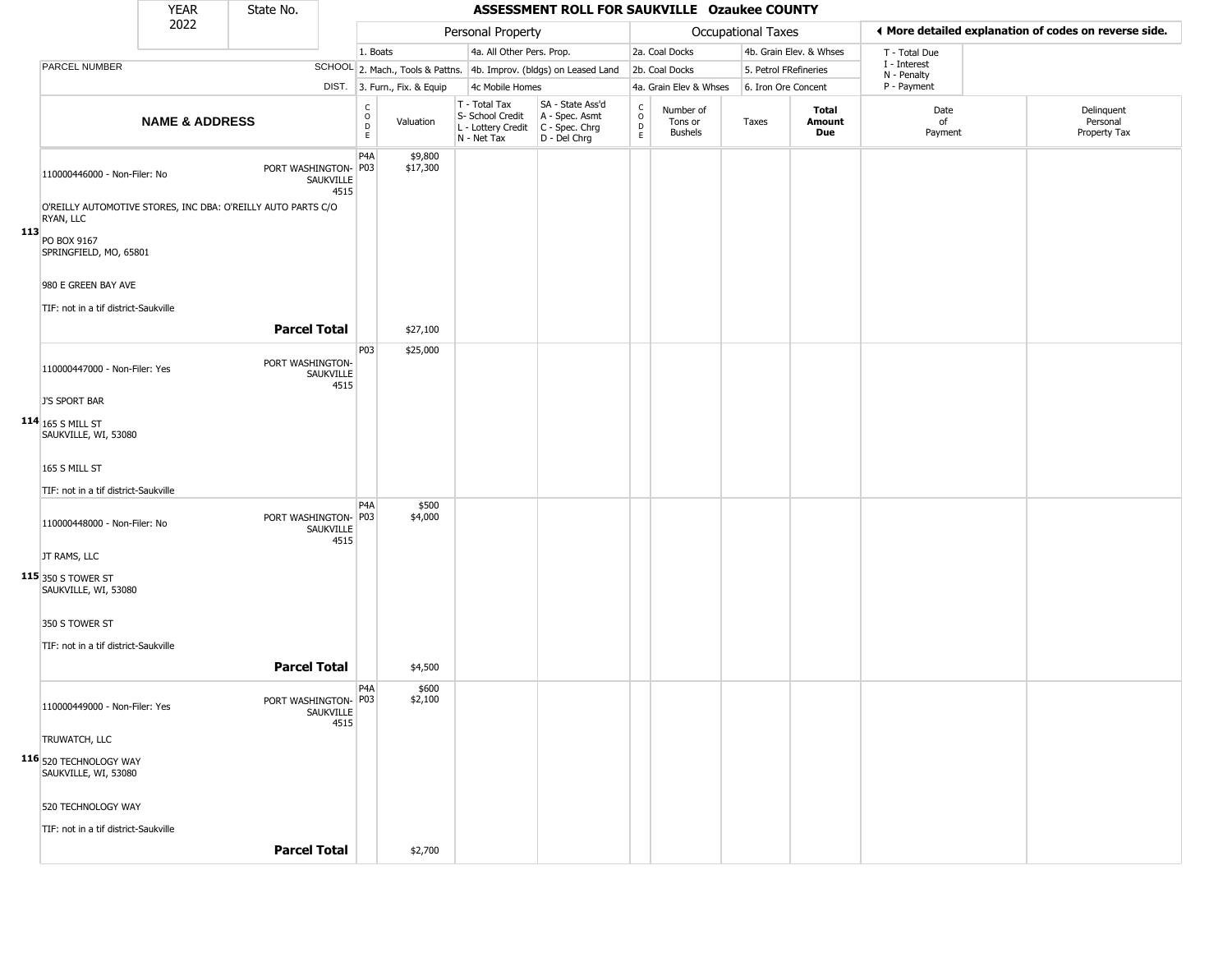| YEAR 2022 | State No. | ASSESSMENT ROLL FOR SAUKVILLE Ozaukee COUNTY | | | | | | | | | | |
|---|---|---|---|---|---|---|---|---|---|---|---|---|

**Personal Property:** 1. Boats; 2. Mach., Tools & Pattns.; 3. Furn., Fix. & Equip; 4a. All Other Pers. Prop.; 4b. Improv. (bldgs) on Leased Land; 4c Mobile Homes

**Occupational Taxes:** 2a. Coal Docks; 2b. Coal Docks; 4a. Grain Elev & Whses; 4b. Grain Elev. & Whses; 5. Petrol FRefineries; 6. Iron Ore Concent

◀ More detailed explanation of codes on reverse side.

T - Total Due; I - Interest; N - Penalty; P - Payment

| | NAME & ADDRESS | SCHOOL DIST. | CODE | Valuation | T - Total Tax S- School Credit L - Lottery Credit N - Net Tax | SA - State Ass'd A - Spec. Asmt C - Spec. Chrg D - Del Chrg | CODE | Number of Tons or Bushels | Taxes | Total Amount Due | Date of Payment | Delinquent Personal Property Tax |
|---|---|---|---|---|---|---|---|---|---|---|---|---|
| 113 | 110000446000 - Non-Filer: No<br>O'REILLY AUTOMOTIVE STORES, INC DBA: O'REILLY AUTO PARTS C/O RYAN, LLC<br>PO BOX 9167<br>SPRINGFIELD, MO, 65801<br>980 E GREEN BAY AVE<br>TIF: not in a tif district-Saukville | PORT WASHINGTON-SAUKVILLE 4515 | P4A<br>P03 | $9,800<br>$17,300 | | | | | | | | |
| | **Parcel Total** | | | $27,100 | | | | | | | | |
| 114 | 110000447000 - Non-Filer: Yes<br>J'S SPORT BAR<br>165 S MILL ST<br>SAUKVILLE, WI, 53080<br>165 S MILL ST<br>TIF: not in a tif district-Saukville | PORT WASHINGTON-SAUKVILLE 4515 | P03 | $25,000 | | | | | | | | |
| 115 | 110000448000 - Non-Filer: No<br>JT RAMS, LLC<br>350 S TOWER ST<br>SAUKVILLE, WI, 53080<br>350 S TOWER ST<br>TIF: not in a tif district-Saukville | PORT WASHINGTON-SAUKVILLE 4515 | P4A<br>P03 | $500<br>$4,000 | | | | | | | | |
| | **Parcel Total** | | | $4,500 | | | | | | | | |
| 116 | 110000449000 - Non-Filer: Yes<br>TRUWATCH, LLC<br>520 TECHNOLOGY WAY<br>SAUKVILLE, WI, 53080<br>520 TECHNOLOGY WAY<br>TIF: not in a tif district-Saukville | PORT WASHINGTON-SAUKVILLE 4515 | P4A<br>P03 | $600<br>$2,100 | | | | | | | | |
| | **Parcel Total** | | | $2,700 | | | | | | | | |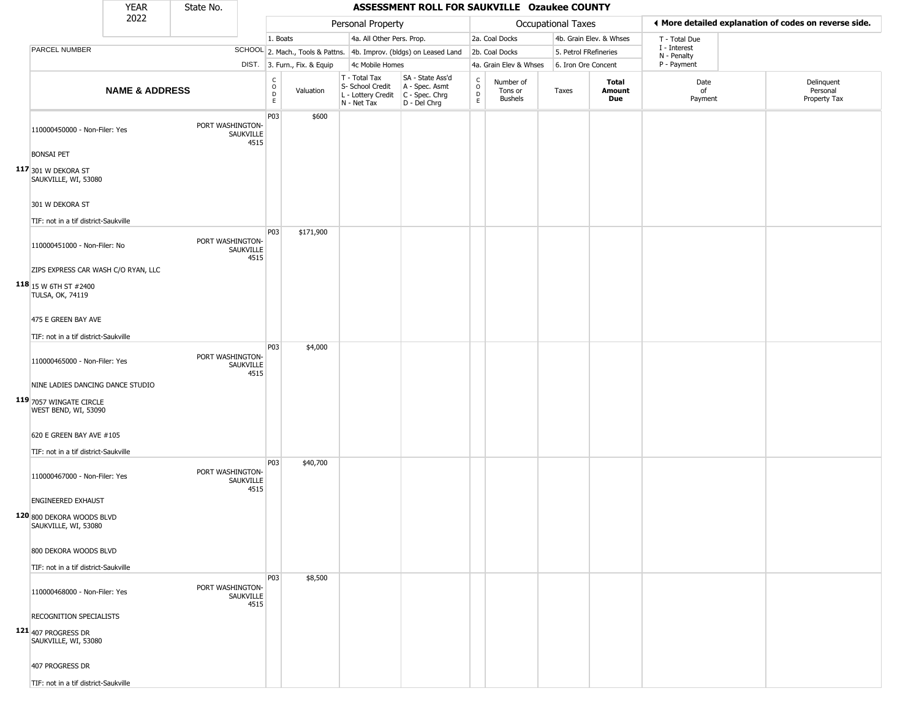| YEAR 2022 | State No. | ASSESSMENT ROLL FOR SAUKVILLE Ozaukee COUNTY |
|---|---|---|

| | | Personal Property | | | | Occupational Taxes | | | | ◂ More detailed explanation of codes on reverse side. | |
|---|---|---|---|---|---|---|---|---|---|---|---|
| PARCEL NUMBER | SCHOOL DIST. | 1. Boats<br>2. Mach., Tools & Pattns.<br>3. Furn., Fix. & Equip | | 4a. All Other Pers. Prop.<br>4b. Improv. (bldgs) on Leased Land<br>4c Mobile Homes | | 2a. Coal Docks<br>2b. Coal Docks<br>4a. Grain Elev & Whses | | 4b. Grain Elev. & Whses<br>5. Petrol FRefineries<br>6. Iron Ore Concent | | T - Total Due<br>I - Interest<br>N - Penalty<br>P - Payment | |
| **NAME & ADDRESS** | | CODE | Valuation | T - Total Tax<br>S- School Credit<br>L - Lottery Credit<br>N - Net Tax | SA - State Ass'd<br>A - Spec. Asmt<br>C - Spec. Chrg<br>D - Del Chrg | CODE | Number of Tons or Bushels | Taxes | **Total Amount Due** | Date of Payment | Delinquent Personal Property Tax |
| 117 110000450000 - Non-Filer: Yes<br>BONSAI PET<br>301 W DEKORA ST<br>SAUKVILLE, WI, 53080<br>301 W DEKORA ST<br>TIF: not in a tif district-Saukville | PORT WASHINGTON-SAUKVILLE 4515 | P03 | $600 | | | | | | | | |
| 118 110000451000 - Non-Filer: No<br>ZIPS EXPRESS CAR WASH C/O RYAN, LLC<br>15 W 6TH ST #2400<br>TULSA, OK, 74119<br>475 E GREEN BAY AVE<br>TIF: not in a tif district-Saukville | PORT WASHINGTON-SAUKVILLE 4515 | P03 | $171,900 | | | | | | | | |
| 119 110000465000 - Non-Filer: Yes<br>NINE LADIES DANCING DANCE STUDIO<br>7057 WINGATE CIRCLE<br>WEST BEND, WI, 53090<br>620 E GREEN BAY AVE #105<br>TIF: not in a tif district-Saukville | PORT WASHINGTON-SAUKVILLE 4515 | P03 | $4,000 | | | | | | | | |
| 120 110000467000 - Non-Filer: Yes<br>ENGINEERED EXHAUST<br>800 DEKORA WOODS BLVD<br>SAUKVILLE, WI, 53080<br>800 DEKORA WOODS BLVD<br>TIF: not in a tif district-Saukville | PORT WASHINGTON-SAUKVILLE 4515 | P03 | $40,700 | | | | | | | | |
| 121 110000468000 - Non-Filer: Yes<br>RECOGNITION SPECIALISTS<br>407 PROGRESS DR<br>SAUKVILLE, WI, 53080<br>407 PROGRESS DR<br>TIF: not in a tif district-Saukville | PORT WASHINGTON-SAUKVILLE 4515 | P03 | $8,500 | | | | | | | | |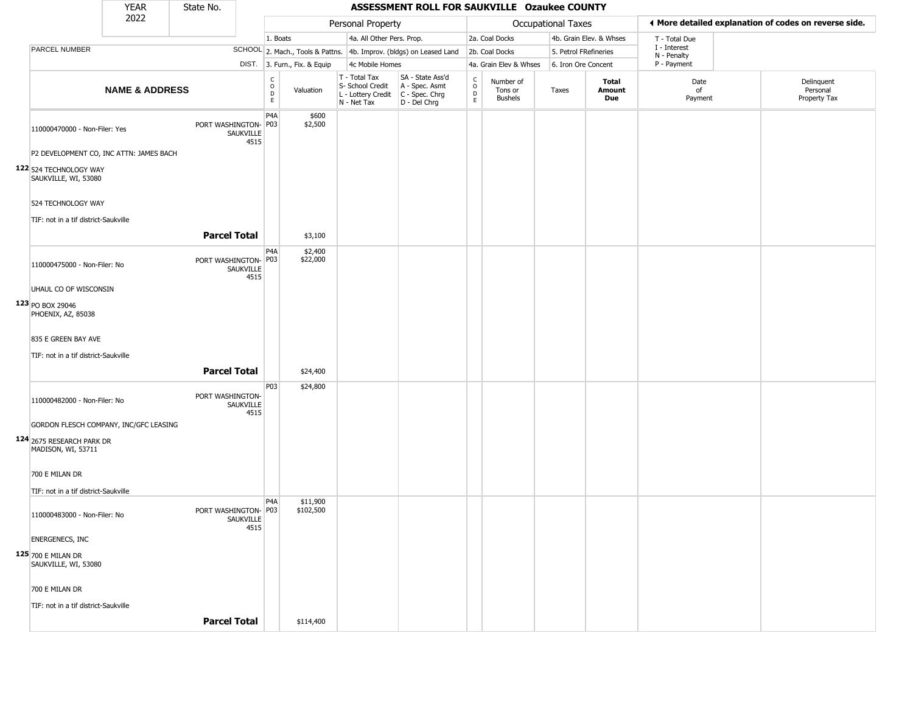| YEAR 2022 | State No. | | | ASSESSMENT ROLL FOR SAUKVILLE Ozaukee COUNTY | | | | | | | | |
|---|---|---|---|---|---|---|---|---|---|---|---|---|

| | | Personal Property | | | | Occupational Taxes | | | | ◂ More detailed explanation of codes on reverse side. | |
|---|---|---|---|---|---|---|---|---|---|---|---|
| PARCEL NUMBER | SCHOOL DIST. | 1. Boats<br>2. Mach., Tools & Pattns.<br>3. Furn., Fix. & Equip | | 4a. All Other Pers. Prop.<br>4b. Improv. (bldgs) on Leased Land<br>4c Mobile Homes | | 2a. Coal Docks<br>2b. Coal Docks<br>4a. Grain Elev & Whses | | 4b. Grain Elev. & Whses<br>5. Petrol FRefineries<br>6. Iron Ore Concent | | T - Total Due<br>I - Interest<br>N - Penalty<br>P - Payment | |
| **NAME & ADDRESS** | | CODE | Valuation | T - Total Tax<br>S- School Credit<br>L - Lottery Credit<br>N - Net Tax | SA - State Ass'd<br>A - Spec. Asmt<br>C - Spec. Chrg<br>D - Del Chrg | CODE | Number of Tons or Bushels | Taxes | **Total Amount Due** | Date of Payment | Delinquent Personal Property Tax |
| **122** 110000470000 - Non-Filer: Yes<br>P2 DEVELOPMENT CO, INC ATTN: JAMES BACH<br>524 TECHNOLOGY WAY<br>SAUKVILLE, WI, 53080<br>524 TECHNOLOGY WAY<br>TIF: not in a tif district-Saukville | PORT WASHINGTON-SAUKVILLE 4515 | P4A<br>P03 | $600<br>$2,500 | | | | | | | | |
| **Parcel Total** | | | $3,100 | | | | | | | | |
| **123** 110000475000 - Non-Filer: No<br>UHAUL CO OF WISCONSIN<br>PO BOX 29046<br>PHOENIX, AZ, 85038<br>835 E GREEN BAY AVE<br>TIF: not in a tif district-Saukville | PORT WASHINGTON-SAUKVILLE 4515 | P4A<br>P03 | $2,400<br>$22,000 | | | | | | | | |
| **Parcel Total** | | | $24,400 | | | | | | | | |
| **124** 110000482000 - Non-Filer: No<br>GORDON FLESCH COMPANY, INC/GFC LEASING<br>2675 RESEARCH PARK DR<br>MADISON, WI, 53711<br>700 E MILAN DR<br>TIF: not in a tif district-Saukville | PORT WASHINGTON-SAUKVILLE 4515 | P03 | $24,800 | | | | | | | | |
| **125** 110000483000 - Non-Filer: No<br>ENERGENECS, INC<br>700 E MILAN DR<br>SAUKVILLE, WI, 53080<br>700 E MILAN DR<br>TIF: not in a tif district-Saukville | PORT WASHINGTON-SAUKVILLE 4515 | P4A<br>P03 | $11,900<br>$102,500 | | | | | | | | |
| **Parcel Total** | | | $114,400 | | | | | | | | |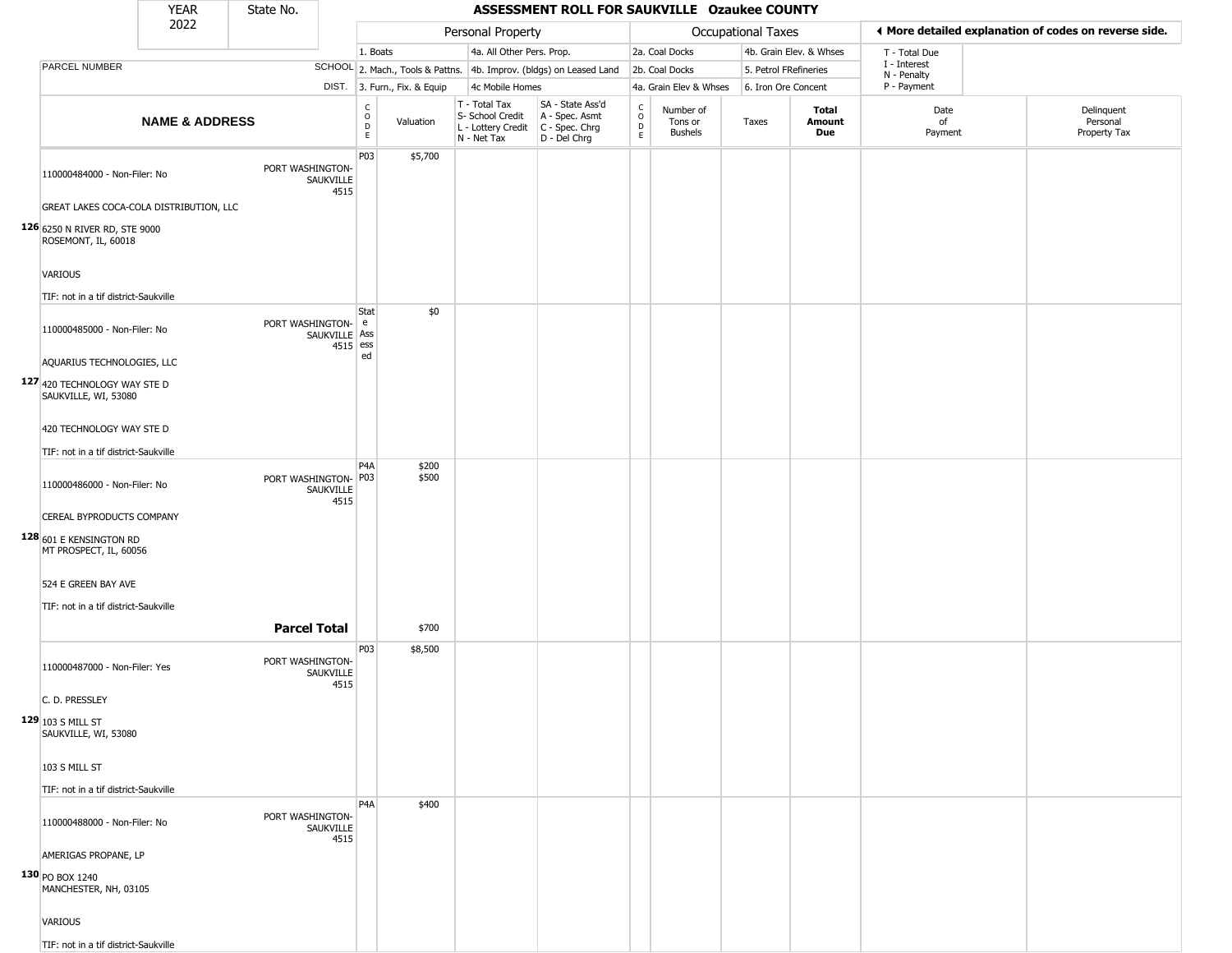| YEAR 2022 | State No. |
|---|---|

# ASSESSMENT ROLL FOR SAUKVILLE Ozaukee COUNTY

| | | Personal Property | | | | Occupational Taxes | | | | ◀ More detailed explanation of codes on reverse side. | |
|---|---|---|---|---|---|---|---|---|---|---|---|
| | | 1. Boats | | 4a. All Other Pers. Prop. | | 2a. Coal Docks | | 4b. Grain Elev. & Whses | | T - Total Due | |
| PARCEL NUMBER | SCHOOL | 2. Mach., Tools & Pattns. | | 4b. Improv. (bldgs) on Leased Land | | 2b. Coal Docks | | 5. Petrol FRefineries | | I - Interest N - Penalty | |
| | DIST. | 3. Furn., Fix. & Equip | | 4c Mobile Homes | | 4a. Grain Elev & Whses | | 6. Iron Ore Concent | | P - Payment | |

| NAME & ADDRESS | | CODE | Valuation | T - Total Tax S- School Credit L - Lottery Credit N - Net Tax | SA - State Ass'd A - Spec. Asmt C - Spec. Chrg D - Del Chrg | CODE | Number of Tons or Bushels | Taxes | Total Amount Due | Date of Payment | Delinquent Personal Property Tax |
|---|---|---|---|---|---|---|---|---|---|---|---|
| 126 110000484000 - Non-Filer: No<br>GREAT LAKES COCA-COLA DISTRIBUTION, LLC<br>6250 N RIVER RD, STE 9000<br>ROSEMONT, IL, 60018<br>VARIOUS<br>TIF: not in a tif district-Saukville | PORT WASHINGTON-SAUKVILLE 4515 | P03 | $5,700 | | | | | | | | |
| 127 110000485000 - Non-Filer: No<br>AQUARIUS TECHNOLOGIES, LLC<br>420 TECHNOLOGY WAY STE D<br>SAUKVILLE, WI, 53080<br>420 TECHNOLOGY WAY STE D<br>TIF: not in a tif district-Saukville | PORT WASHINGTON-SAUKVILLE 4515 | State Assessed | $0 | | | | | | | | |
| 128 110000486000 - Non-Filer: No<br>CEREAL BYPRODUCTS COMPANY<br>601 E KENSINGTON RD<br>MT PROSPECT, IL, 60056<br>524 E GREEN BAY AVE<br>TIF: not in a tif district-Saukville | PORT WASHINGTON-SAUKVILLE 4515 | P4A<br>P03 | $200<br>$500 | | | | | | | | |
| | **Parcel Total** | | $700 | | | | | | | | |
| 129 110000487000 - Non-Filer: Yes<br>C. D. PRESSLEY<br>103 S MILL ST<br>SAUKVILLE, WI, 53080<br>103 S MILL ST<br>TIF: not in a tif district-Saukville | PORT WASHINGTON-SAUKVILLE 4515 | P03 | $8,500 | | | | | | | | |
| 130 110000488000 - Non-Filer: No<br>AMERIGAS PROPANE, LP<br>PO BOX 1240<br>MANCHESTER, NH, 03105<br>VARIOUS<br>TIF: not in a tif district-Saukville | PORT WASHINGTON-SAUKVILLE 4515 | P4A | $400 | | | | | | | | |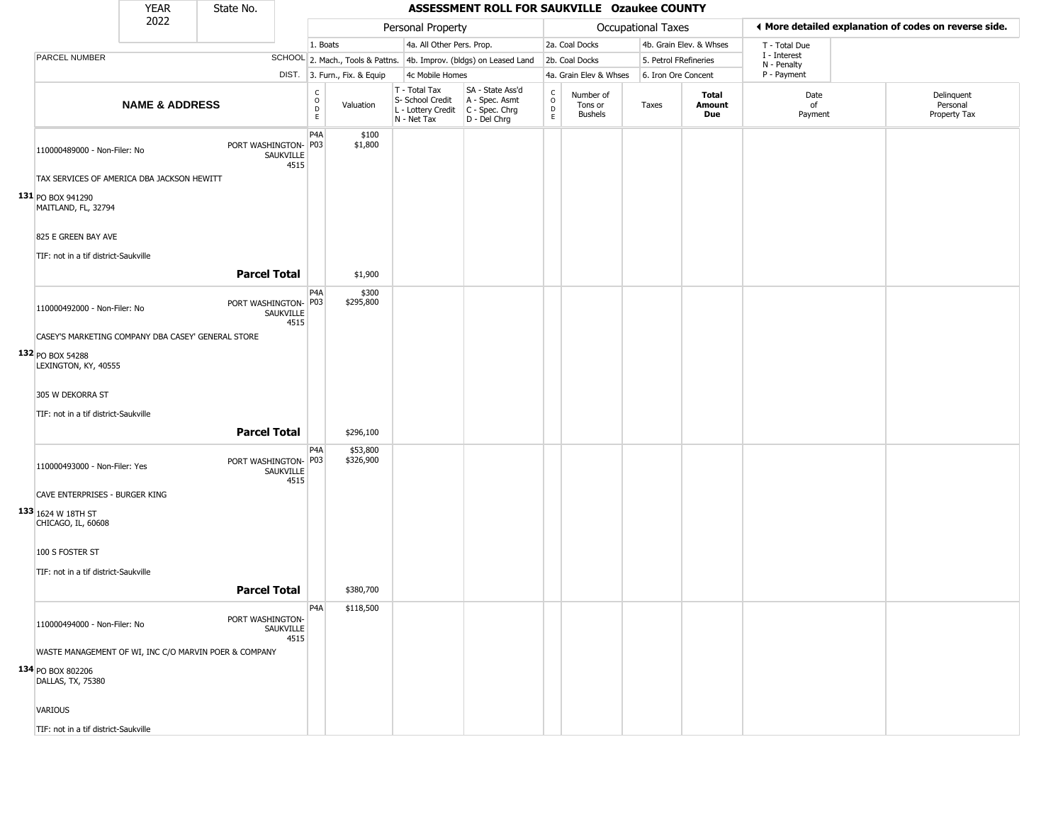| YEAR 2022 | State No. | ASSESSMENT ROLL FOR SAUKVILLE Ozaukee COUNTY |
|---|---|---|

| | | Personal Property | | | | Occupational Taxes | | | | ◀ More detailed explanation of codes on reverse side. | |
|---|---|---|---|---|---|---|---|---|---|---|---|
| | | 1. Boats | | 4a. All Other Pers. Prop. | | 2a. Coal Docks | | 4b. Grain Elev. & Whses | | T - Total Due | |
| PARCEL NUMBER | SCHOOL | 2. Mach., Tools & Pattns. | | 4b. Improv. (bldgs) on Leased Land | | 2b. Coal Docks | | 5. Petrol FRefineries | | I - Interest, N - Penalty | |
| | DIST. | 3. Furn., Fix. & Equip | | 4c Mobile Homes | | 4a. Grain Elev & Whses | | 6. Iron Ore Concent | | P - Payment | |

| NAME & ADDRESS | | CODE | Valuation | T - Total Tax, S- School Credit, L - Lottery Credit, N - Net Tax | SA - State Ass'd, A - Spec. Asmt, C - Spec. Chrg, D - Del Chrg | CODE | Number of Tons or Bushels | Taxes | Total Amount Due | Date of Payment | Delinquent Personal Property Tax |
|---|---|---|---|---|---|---|---|---|---|---|---|
| 110000489000 - Non-Filer: No | PORT WASHINGTON-SAUKVILLE 4515 | P4A<br>P03 | $100<br>$1,800 | | | | | | | | |
| TAX SERVICES OF AMERICA DBA JACKSON HEWITT | | | | | | | | | | | |
| 131 PO BOX 941290<br>MAITLAND, FL, 32794 | | | | | | | | | | | |
| 825 E GREEN BAY AVE | | | | | | | | | | | |
| TIF: not in a tif district-Saukville | | | | | | | | | | | |
| | **Parcel Total** | | $1,900 | | | | | | | | |
| 110000492000 - Non-Filer: No | PORT WASHINGTON-SAUKVILLE 4515 | P4A<br>P03 | $300<br>$295,800 | | | | | | | | |
| CASEY'S MARKETING COMPANY DBA CASEY' GENERAL STORE | | | | | | | | | | | |
| 132 PO BOX 54288<br>LEXINGTON, KY, 40555 | | | | | | | | | | | |
| 305 W DEKORRA ST | | | | | | | | | | | |
| TIF: not in a tif district-Saukville | | | | | | | | | | | |
| | **Parcel Total** | | $296,100 | | | | | | | | |
| 110000493000 - Non-Filer: Yes | PORT WASHINGTON-SAUKVILLE 4515 | P4A<br>P03 | $53,800<br>$326,900 | | | | | | | | |
| CAVE ENTERPRISES - BURGER KING | | | | | | | | | | | |
| 133 1624 W 18TH ST<br>CHICAGO, IL, 60608 | | | | | | | | | | | |
| 100 S FOSTER ST | | | | | | | | | | | |
| TIF: not in a tif district-Saukville | | | | | | | | | | | |
| | **Parcel Total** | | $380,700 | | | | | | | | |
| 110000494000 - Non-Filer: No | PORT WASHINGTON-SAUKVILLE 4515 | P4A | $118,500 | | | | | | | | |
| WASTE MANAGEMENT OF WI, INC C/O MARVIN POER & COMPANY | | | | | | | | | | | |
| 134 PO BOX 802206<br>DALLAS, TX, 75380 | | | | | | | | | | | |
| VARIOUS | | | | | | | | | | | |
| TIF: not in a tif district-Saukville | | | | | | | | | | | |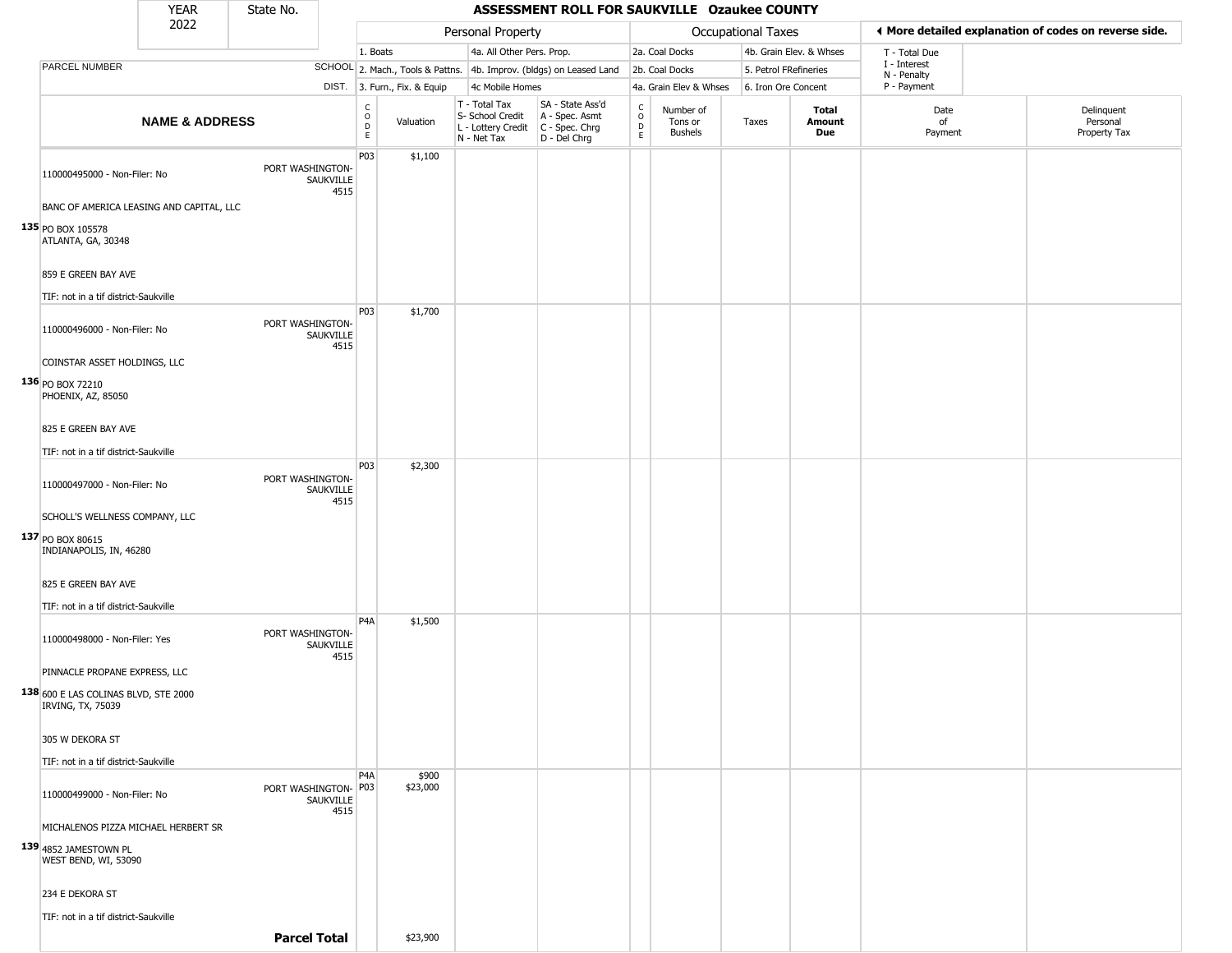| YEAR 2022 | State No. | ASSESSMENT ROLL FOR SAUKVILLE Ozaukee COUNTY |
|---|---|---|

| | | Personal Property | | | | Occupational Taxes | | | | ◄ More detailed explanation of codes on reverse side. | |
|---|---|---|---|---|---|---|---|---|---|---|---|
| PARCEL NUMBER | SCHOOL DIST. | 1. Boats<br>2. Mach., Tools & Pattns.<br>3. Furn., Fix. & Equip | | 4a. All Other Pers. Prop.<br>4b. Improv. (bldgs) on Leased Land<br>4c Mobile Homes | | 2a. Coal Docks<br>2b. Coal Docks<br>4a. Grain Elev & Whses | | 4b. Grain Elev. & Whses<br>5. Petrol FRefineries<br>6. Iron Ore Concent | | T - Total Due<br>I - Interest<br>N - Penalty<br>P - Payment | |
| **NAME & ADDRESS** | | CODE | Valuation | T - Total Tax<br>S- School Credit<br>L - Lottery Credit<br>N - Net Tax | SA - State Ass'd<br>A - Spec. Asmt<br>C - Spec. Chrg<br>D - Del Chrg | CODE | Number of Tons or Bushels | Taxes | **Total Amount Due** | Date of Payment | Delinquent Personal Property Tax |
| 110000495000 - Non-Filer: No<br>BANC OF AMERICA LEASING AND CAPITAL, LLC<br>135 PO BOX 105578<br>ATLANTA, GA, 30348<br>859 E GREEN BAY AVE<br>TIF: not in a tif district-Saukville | PORT WASHINGTON-SAUKVILLE 4515 | P03 | $1,100 | | | | | | | | |
| 110000496000 - Non-Filer: No<br>COINSTAR ASSET HOLDINGS, LLC<br>136 PO BOX 72210<br>PHOENIX, AZ, 85050<br>825 E GREEN BAY AVE<br>TIF: not in a tif district-Saukville | PORT WASHINGTON-SAUKVILLE 4515 | P03 | $1,700 | | | | | | | | |
| 110000497000 - Non-Filer: No<br>SCHOLL'S WELLNESS COMPANY, LLC<br>137 PO BOX 80615<br>INDIANAPOLIS, IN, 46280<br>825 E GREEN BAY AVE<br>TIF: not in a tif district-Saukville | PORT WASHINGTON-SAUKVILLE 4515 | P03 | $2,300 | | | | | | | | |
| 110000498000 - Non-Filer: Yes<br>PINNACLE PROPANE EXPRESS, LLC<br>138 600 E LAS COLINAS BLVD, STE 2000<br>IRVING, TX, 75039<br>305 W DEKORA ST<br>TIF: not in a tif district-Saukville | PORT WASHINGTON-SAUKVILLE 4515 | P4A | $1,500 | | | | | | | | |
| 110000499000 - Non-Filer: No<br>MICHALENOS PIZZA MICHAEL HERBERT SR<br>139 4852 JAMESTOWN PL<br>WEST BEND, WI, 53090<br>234 E DEKORA ST<br>TIF: not in a tif district-Saukville | PORT WASHINGTON-SAUKVILLE 4515 | P4A<br>P03 | $900<br>$23,000 | | | | | | | | |
| | **Parcel Total** | | $23,900 | | | | | | | | |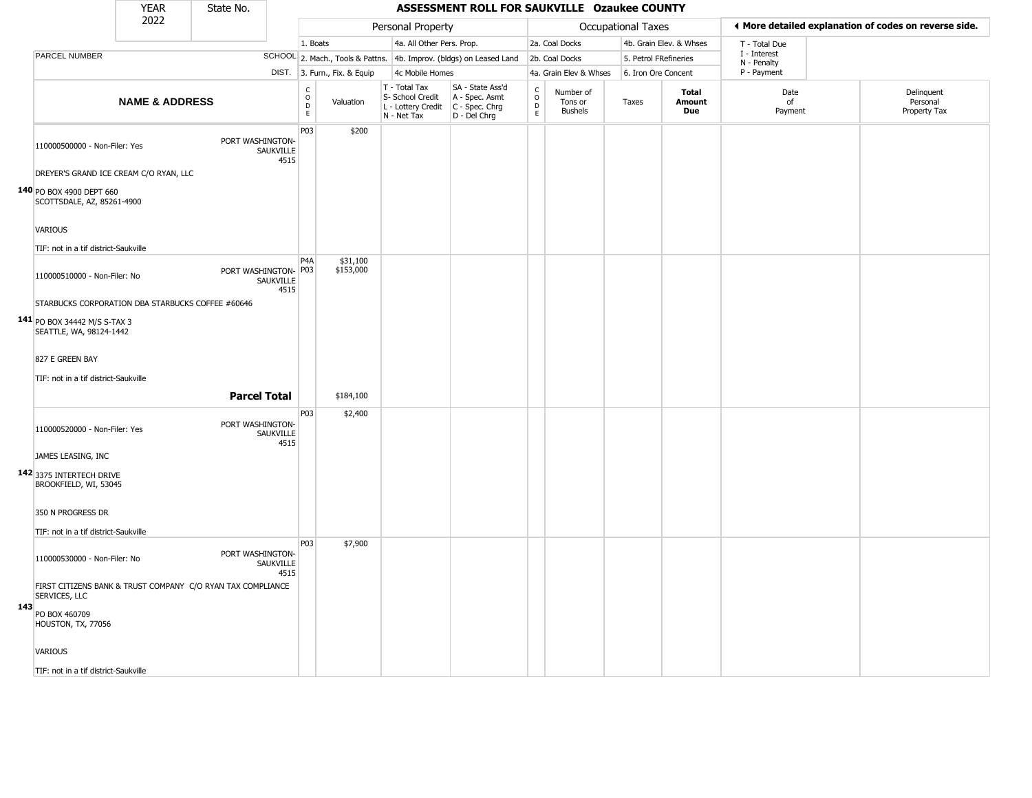YEAR 2022 | State No.

# ASSESSMENT ROLL FOR SAUKVILLE Ozaukee COUNTY

| | | Personal Property | | | | Occupational Taxes | | | | ◀ More detailed explanation of codes on reverse side. | |
|---|---|---|---|---|---|---|---|---|---|---|---|
| PARCEL NUMBER | SCHOOL DIST. | 1. Boats<br>2. Mach., Tools & Pattns.<br>3. Furn., Fix. & Equip | | 4a. All Other Pers. Prop.<br>4b. Improv. (bldgs) on Leased Land<br>4c Mobile Homes | | 2a. Coal Docks<br>2b. Coal Docks<br>4a. Grain Elev & Whses | | 4b. Grain Elev. & Whses<br>5. Petrol FRefineries<br>6. Iron Ore Concent | | T - Total Due<br>I - Interest<br>N - Penalty<br>P - Payment | |
| **NAME & ADDRESS** | | CODE | Valuation | T - Total Tax<br>S- School Credit<br>L - Lottery Credit<br>N - Net Tax | SA - State Ass'd<br>A - Spec. Asmt<br>C - Spec. Chrg<br>D - Del Chrg | CODE | Number of Tons or Bushels | Taxes | **Total Amount Due** | Date of Payment | Delinquent Personal Property Tax |
| **140** 110000500000 - Non-Filer: Yes<br>DREYER'S GRAND ICE CREAM C/O RYAN, LLC<br>PO BOX 4900 DEPT 660<br>SCOTTSDALE, AZ, 85261-4900<br>VARIOUS<br>TIF: not in a tif district-Saukville | PORT WASHINGTON-SAUKVILLE 4515 | P03 | $200 | | | | | | | | |
| **141** 110000510000 - Non-Filer: No<br>STARBUCKS CORPORATION DBA STARBUCKS COFFEE #60646<br>PO BOX 34442 M/S S-TAX 3<br>SEATTLE, WA, 98124-1442<br>827 E GREEN BAY<br>TIF: not in a tif district-Saukville | PORT WASHINGTON-SAUKVILLE 4515 | P4A<br>P03 | $31,100<br>$153,000 | | | | | | | | |
| | **Parcel Total** | | $184,100 | | | | | | | | |
| **142** 110000520000 - Non-Filer: Yes<br>JAMES LEASING, INC<br>3375 INTERTECH DRIVE<br>BROOKFIELD, WI, 53045<br>350 N PROGRESS DR<br>TIF: not in a tif district-Saukville | PORT WASHINGTON-SAUKVILLE 4515 | P03 | $2,400 | | | | | | | | |
| **143** 110000530000 - Non-Filer: No<br>FIRST CITIZENS BANK & TRUST COMPANY C/O RYAN TAX COMPLIANCE SERVICES, LLC<br>PO BOX 460709<br>HOUSTON, TX, 77056<br>VARIOUS<br>TIF: not in a tif district-Saukville | PORT WASHINGTON-SAUKVILLE 4515 | P03 | $7,900 | | | | | | | | |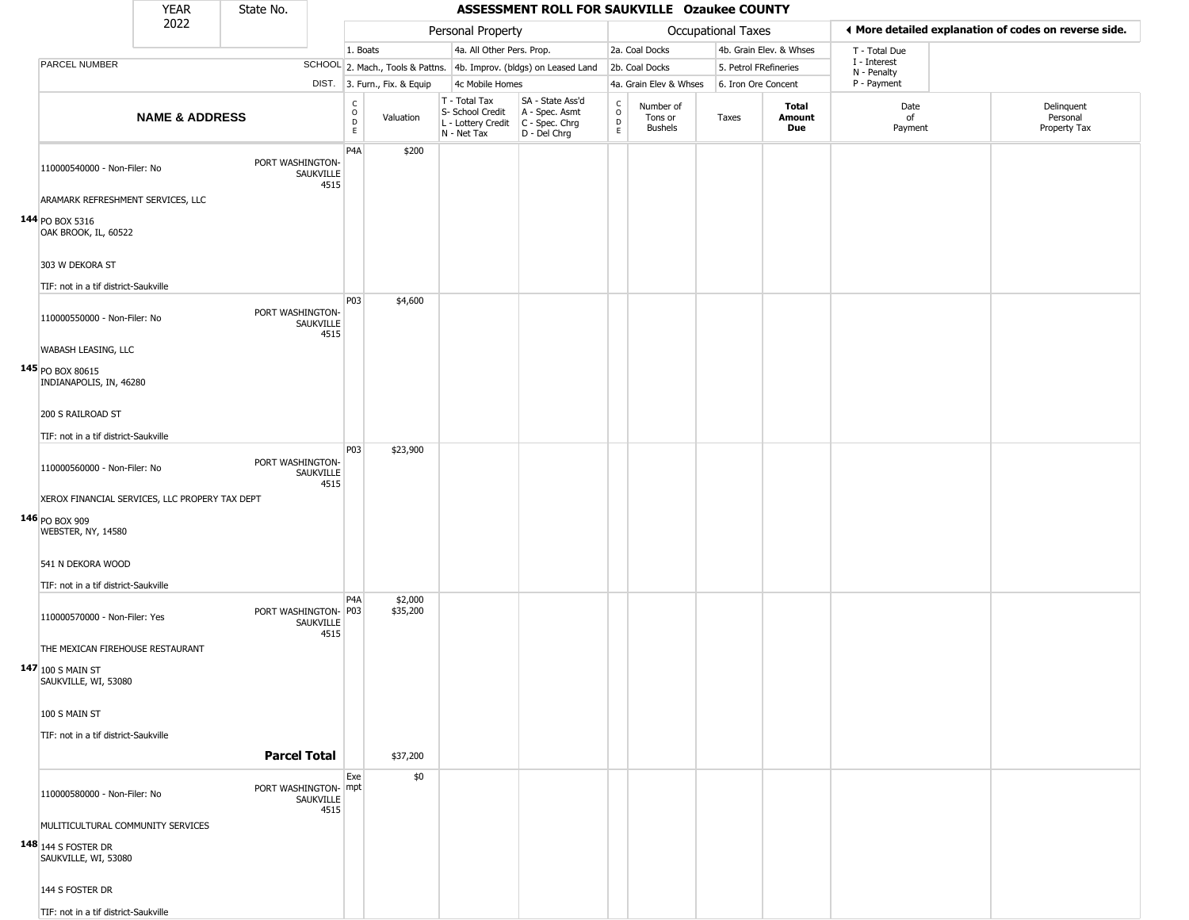| YEAR 2022 | State No. | ASSESSMENT ROLL FOR SAUKVILLE Ozaukee COUNTY |
|---|---|---|

| | | Personal Property | | | | Occupational Taxes | | | | ◄ More detailed explanation of codes on reverse side. | |
|---|---|---|---|---|---|---|---|---|---|---|---|
| | | 1. Boats | | 4a. All Other Pers. Prop. | | 2a. Coal Docks | | 4b. Grain Elev. & Whses | | T - Total Due | |
| PARCEL NUMBER | SCHOOL | 2. Mach., Tools & Pattns. | | 4b. Improv. (bldgs) on Leased Land | | 2b. Coal Docks | | 5. Petrol FRefineries | | I - Interest N - Penalty | |
| | DIST. | 3. Furn., Fix. & Equip | | 4c Mobile Homes | | 4a. Grain Elev & Whses | | 6. Iron Ore Concent | | P - Payment | |

| NAME & ADDRESS | | CODE | Valuation | T - Total Tax S- School Credit L - Lottery Credit N - Net Tax | SA - State Ass'd A - Spec. Asmt C - Spec. Chrg D - Del Chrg | CODE | Number of Tons or Bushels | Taxes | Total Amount Due | Date of Payment | Delinquent Personal Property Tax |
|---|---|---|---|---|---|---|---|---|---|---|---|
| 144 110000540000 - Non-Filer: No<br>ARAMARK REFRESHMENT SERVICES, LLC<br>PO BOX 5316<br>OAK BROOK, IL, 60522<br>303 W DEKORA ST<br>TIF: not in a tif district-Saukville | PORT WASHINGTON-SAUKVILLE 4515 | P4A | $200 | | | | | | | | |
| 145 110000550000 - Non-Filer: No<br>WABASH LEASING, LLC<br>PO BOX 80615<br>INDIANAPOLIS, IN, 46280<br>200 S RAILROAD ST<br>TIF: not in a tif district-Saukville | PORT WASHINGTON-SAUKVILLE 4515 | P03 | $4,600 | | | | | | | | |
| 146 110000560000 - Non-Filer: No<br>XEROX FINANCIAL SERVICES, LLC PROPERY TAX DEPT<br>PO BOX 909<br>WEBSTER, NY, 14580<br>541 N DEKORA WOOD<br>TIF: not in a tif district-Saukville | PORT WASHINGTON-SAUKVILLE 4515 | P03 | $23,900 | | | | | | | | |
| 147 110000570000 - Non-Filer: Yes<br>THE MEXICAN FIREHOUSE RESTAURANT<br>100 S MAIN ST<br>SAUKVILLE, WI, 53080<br>100 S MAIN ST<br>TIF: not in a tif district-Saukville | PORT WASHINGTON-SAUKVILLE 4515 | P4A<br>P03 | $2,000<br>$35,200 | | | | | | | | |
| | **Parcel Total** | | $37,200 | | | | | | | | |
| 148 110000580000 - Non-Filer: No<br>MULITICULTURAL COMMUNITY SERVICES<br>144 S FOSTER DR<br>SAUKVILLE, WI, 53080<br>144 S FOSTER DR<br>TIF: not in a tif district-Saukville | PORT WASHINGTON-SAUKVILLE 4515 | Exempt | $0 | | | | | | | | |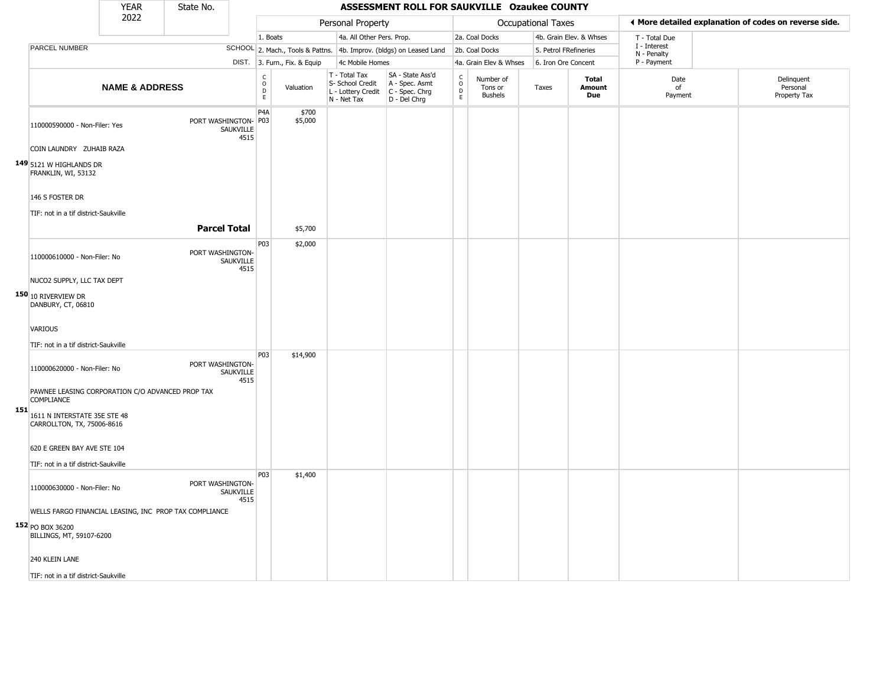| YEAR | State No. |
|---|---|
| 2022 | |

# ASSESSMENT ROLL FOR SAUKVILLE Ozaukee COUNTY

◀ More detailed explanation of codes on reverse side.

| Personal Property | | Occupational Taxes | | |
|---|---|---|---|---|
| 1. Boats | 4a. All Other Pers. Prop. | 2a. Coal Docks | 4b. Grain Elev. & Whses | T - Total Due |
| 2. Mach., Tools & Pattns. | 4b. Improv. (bldgs) on Leased Land | 2b. Coal Docks | 5. Petrol FRefineries | I - Interest, N - Penalty |
| 3. Furn., Fix. & Equip | 4c Mobile Homes | 4a. Grain Elev & Whses | 6. Iron Ore Concent | P - Payment |

| # | PARCEL NUMBER / NAME & ADDRESS | SCHOOL DIST. | CODE | Valuation | T - Total Tax, S- School Credit, L - Lottery Credit, N - Net Tax | SA - State Ass'd, A - Spec. Asmt, C - Spec. Chrg, D - Del Chrg | CODE | Number of Tons or Bushels | Taxes | Total Amount Due | Date of Payment | Delinquent Personal Property Tax |
|---|---|---|---|---|---|---|---|---|---|---|---|---|
| 149 | 110000590000 - Non-Filer: Yes<br>COIN LAUNDRY ZUHAIB RAZA<br>5121 W HIGHLANDS DR<br>FRANKLIN, WI, 53132<br>146 S FOSTER DR<br>TIF: not in a tif district-Saukville | PORT WASHINGTON-SAUKVILLE 4515 | P4A<br>P03 | $700<br>$5,000 | | | | | | | | |
| | **Parcel Total** | | | $5,700 | | | | | | | | |
| 150 | 110000610000 - Non-Filer: No<br>NUCO2 SUPPLY, LLC TAX DEPT<br>10 RIVERVIEW DR<br>DANBURY, CT, 06810<br>VARIOUS<br>TIF: not in a tif district-Saukville | PORT WASHINGTON-SAUKVILLE 4515 | P03 | $2,000 | | | | | | | | |
| 151 | 110000620000 - Non-Filer: No<br>PAWNEE LEASING CORPORATION C/O ADVANCED PROP TAX COMPLIANCE<br>1611 N INTERSTATE 35E STE 48<br>CARROLLTON, TX, 75006-8616<br>620 E GREEN BAY AVE STE 104<br>TIF: not in a tif district-Saukville | PORT WASHINGTON-SAUKVILLE 4515 | P03 | $14,900 | | | | | | | | |
| 152 | 110000630000 - Non-Filer: No<br>WELLS FARGO FINANCIAL LEASING, INC PROP TAX COMPLIANCE<br>PO BOX 36200<br>BILLINGS, MT, 59107-6200<br>240 KLEIN LANE<br>TIF: not in a tif district-Saukville | PORT WASHINGTON-SAUKVILLE 4515 | P03 | $1,400 | | | | | | | | |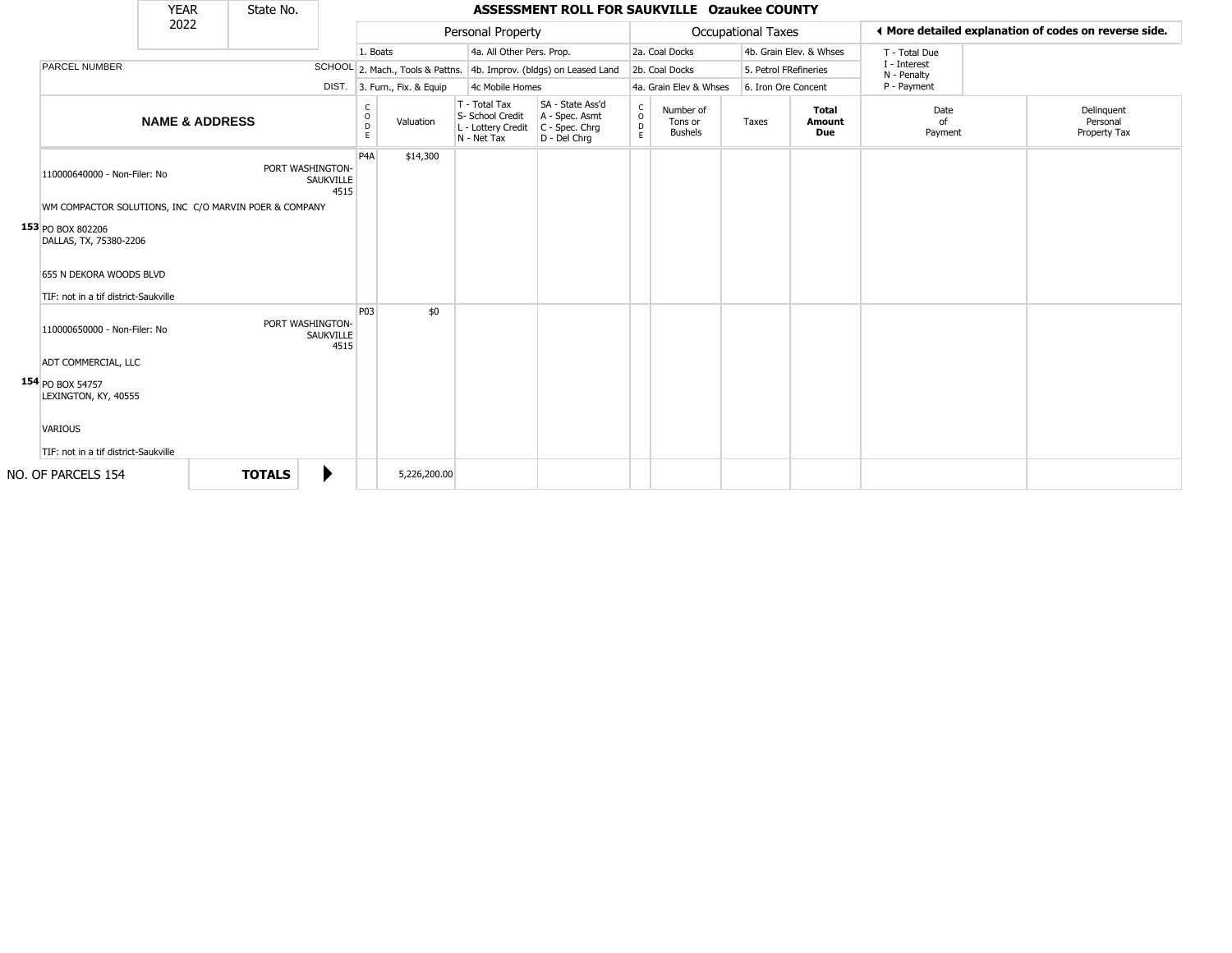# ASSESSMENT ROLL FOR SAUKVILLE Ozaukee COUNTY

| YEAR | State No. |
|---|---|
| 2022 | |

**Personal Property:** 1. Boats; 2. Mach., Tools & Pattns.; 3. Furn., Fix. & Equip; 4a. All Other Pers. Prop.; 4b. Improv. (bldgs) on Leased Land; 4c Mobile Homes

**Occupational Taxes:** 2a. Coal Docks; 2b. Coal Docks; 4a. Grain Elev & Whses; 4b. Grain Elev. & Whses; 5. Petrol FRefineries; 6. Iron Ore Concent

◄ More detailed explanation of codes on reverse side.

T - Total Due; I - Interest; N - Penalty; P - Payment

| | PARCEL NUMBER / NAME & ADDRESS | SCHOOL DIST. | CODE | Valuation | T - Total Tax S- School Credit L - Lottery Credit N - Net Tax | SA - State Ass'd A - Spec. Asmt C - Spec. Chrg D - Del Chrg | CODE | Number of Tons or Bushels | Taxes | Total Amount Due | Date of Payment | Delinquent Personal Property Tax |
|---|---|---|---|---|---|---|---|---|---|---|---|---|
| 153 | 110000640000 - Non-Filer: No<br>WM COMPACTOR SOLUTIONS, INC C/O MARVIN POER & COMPANY<br>PO BOX 802206<br>DALLAS, TX, 75380-2206<br>655 N DEKORA WOODS BLVD<br>TIF: not in a tif district-Saukville | PORT WASHINGTON-SAUKVILLE 4515 | P4A | $14,300 | | | | | | | | |
| 154 | 110000650000 - Non-Filer: No<br>ADT COMMERCIAL, LLC<br>PO BOX 54757<br>LEXINGTON, KY, 40555<br>VARIOUS<br>TIF: not in a tif district-Saukville | PORT WASHINGTON-SAUKVILLE 4515 | P03 | $0 | | | | | | | | |
| | NO. OF PARCELS 154 | **TOTALS** ▶ | | 5,226,200.00 | | | | | | | | |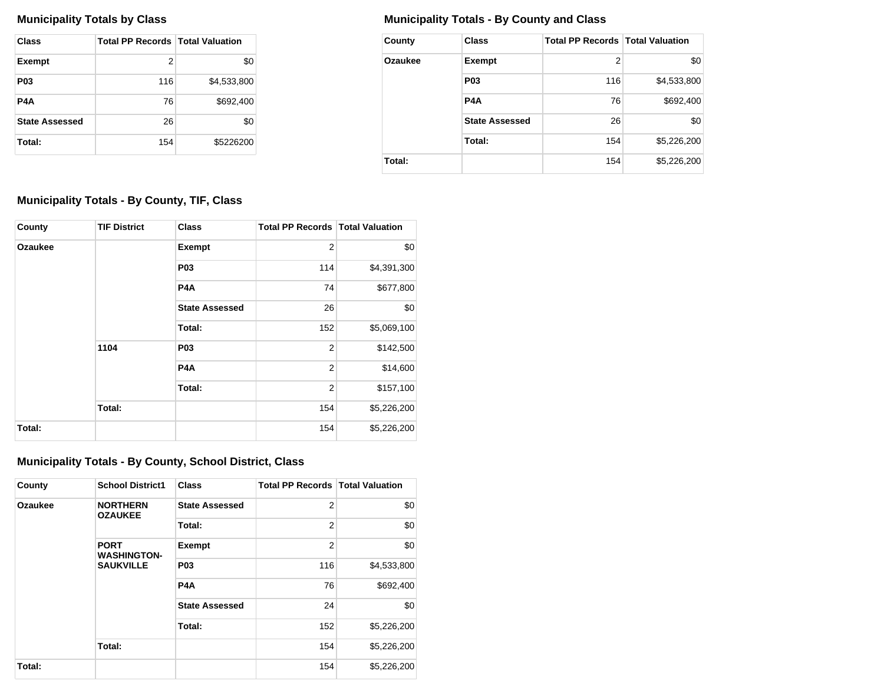### Municipality Totals by Class

| Class | Total PP Records | Total Valuation |
|---|---|---|
| **Exempt** | 2 | $0 |
| **P03** | 116 | $4,533,800 |
| **P4A** | 76 | $692,400 |
| **State Assessed** | 26 | $0 |
| **Total:** | 154 | $5226200 |

### Municipality Totals - By County and Class

| County | Class | Total PP Records | Total Valuation |
|---|---|---|---|
| **Ozaukee** | **Exempt** | 2 | $0 |
| | **P03** | 116 | $4,533,800 |
| | **P4A** | 76 | $692,400 |
| | **State Assessed** | 26 | $0 |
| | **Total:** | 154 | $5,226,200 |
| **Total:** | | 154 | $5,226,200 |

### Municipality Totals - By County, TIF, Class

| County | TIF District | Class | Total PP Records | Total Valuation |
|---|---|---|---|---|
| **Ozaukee** | | **Exempt** | 2 | $0 |
| | | **P03** | 114 | $4,391,300 |
| | | **P4A** | 74 | $677,800 |
| | | **State Assessed** | 26 | $0 |
| | | **Total:** | 152 | $5,069,100 |
| | **1104** | **P03** | 2 | $142,500 |
| | | **P4A** | 2 | $14,600 |
| | | **Total:** | 2 | $157,100 |
| | **Total:** | | 154 | $5,226,200 |
| **Total:** | | | 154 | $5,226,200 |

### Municipality Totals - By County, School District, Class

| County | School District1 | Class | Total PP Records | Total Valuation |
|---|---|---|---|---|
| **Ozaukee** | **NORTHERN OZAUKEE** | **State Assessed** | 2 | $0 |
| | | **Total:** | 2 | $0 |
| | **PORT WASHINGTON-SAUKVILLE** | **Exempt** | 2 | $0 |
| | | **P03** | 116 | $4,533,800 |
| | | **P4A** | 76 | $692,400 |
| | | **State Assessed** | 24 | $0 |
| | | **Total:** | 152 | $5,226,200 |
| | **Total:** | | 154 | $5,226,200 |
| **Total:** | | | 154 | $5,226,200 |